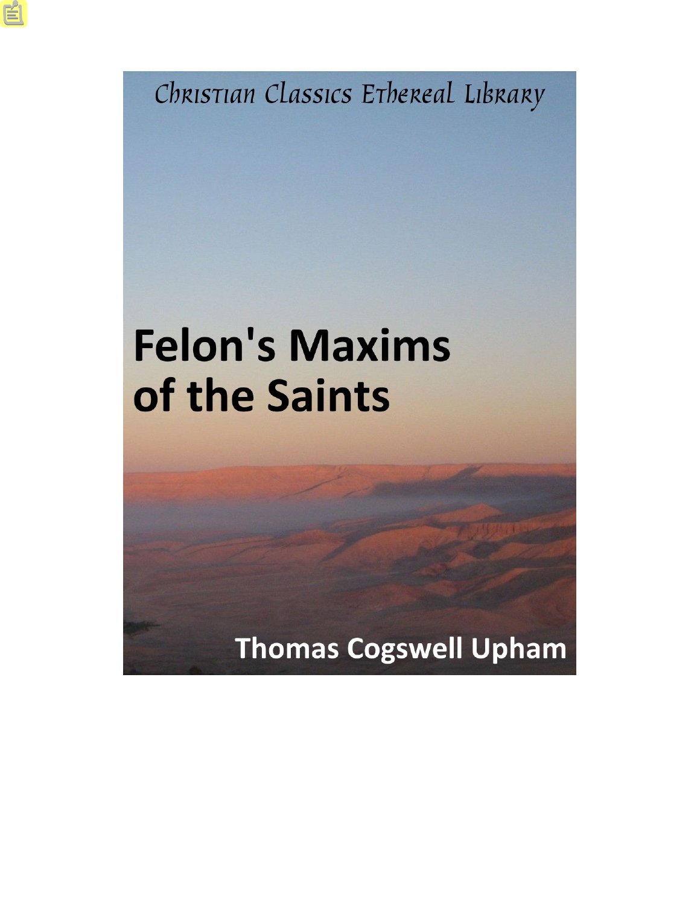Christian Classics Ethereal Library

# Felon's Maxims of the Saints

Thomas Cogswell Upham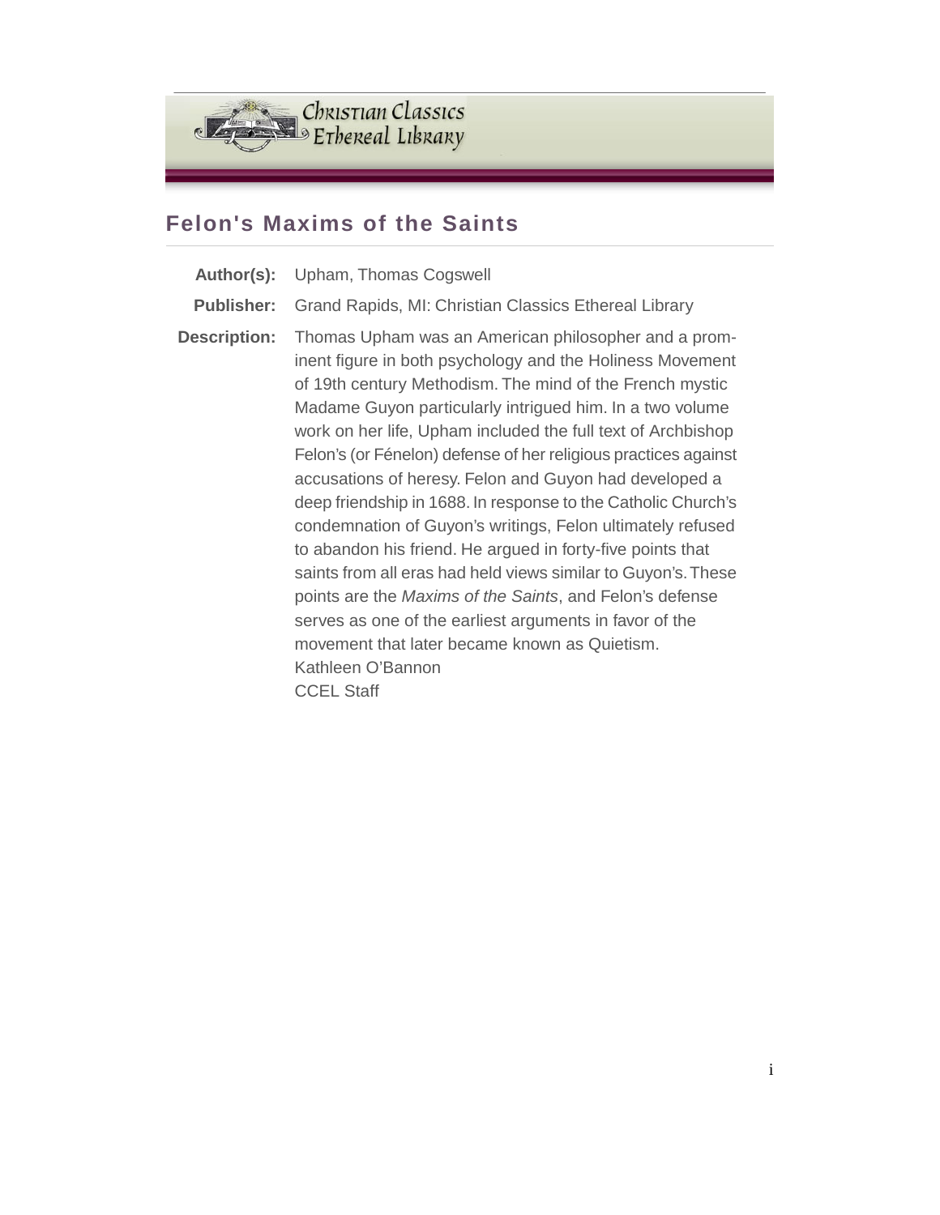## Felon's Maxims of the Saints

**Author(s):** Upham, Thomas Cogswell

**Publisher:** Grand Rapids, MI: Christian Classics Ethereal Library

**Description:** Thomas Upham was an American philosopher and a prominent figure in both psychology and the Holiness Movement of 19th century Methodism. The mind of the French mystic Madame Guyon particularly intrigued him. In a two volume work on her life, Upham included the full text of Archbishop Felon's (or Fénelon) defense of her religious practices against accusations of heresy. Felon and Guyon had developed a deep friendship in 1688. In response to the Catholic Church's condemnation of Guyon's writings, Felon ultimately refused to abandon his friend. He argued in forty-five points that saints from all eras had held views similar to Guyon's. These points are the *Maxims of the Saints*, and Felon's defense serves as one of the earliest arguments in favor of the movement that later became known as Quietism.
Kathleen O'Bannon
CCEL Staff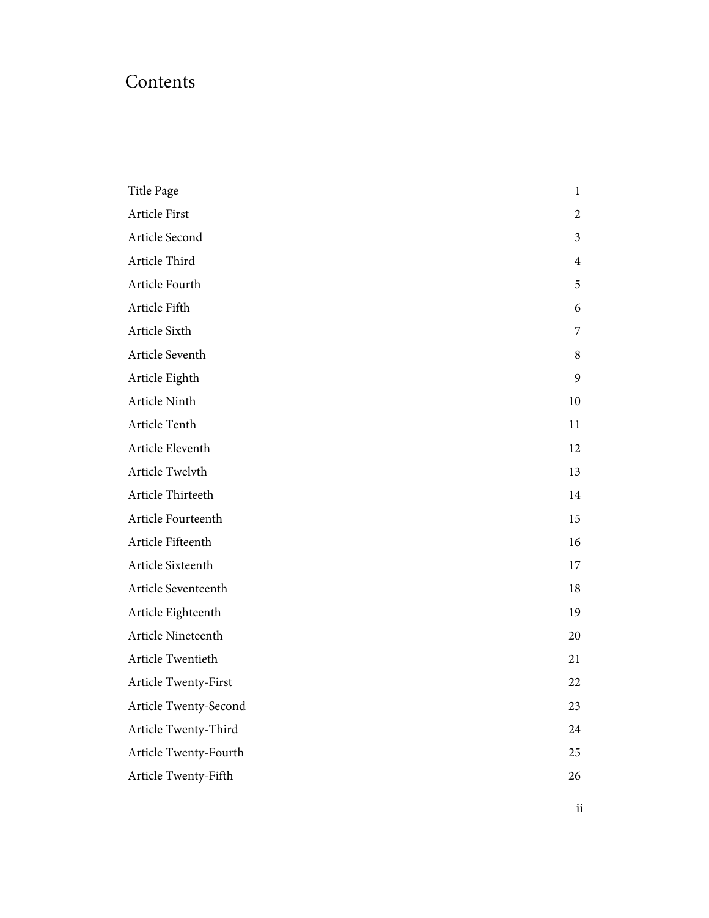# Contents

| | |
|---|---|
| Title Page | 1 |
| Article First | 2 |
| Article Second | 3 |
| Article Third | 4 |
| Article Fourth | 5 |
| Article Fifth | 6 |
| Article Sixth | 7 |
| Article Seventh | 8 |
| Article Eighth | 9 |
| Article Ninth | 10 |
| Article Tenth | 11 |
| Article Eleventh | 12 |
| Article Twelvth | 13 |
| Article Thirteeth | 14 |
| Article Fourteenth | 15 |
| Article Fifteenth | 16 |
| Article Sixteenth | 17 |
| Article Seventeenth | 18 |
| Article Eighteenth | 19 |
| Article Nineteenth | 20 |
| Article Twentieth | 21 |
| Article Twenty-First | 22 |
| Article Twenty-Second | 23 |
| Article Twenty-Third | 24 |
| Article Twenty-Fourth | 25 |
| Article Twenty-Fifth | 26 |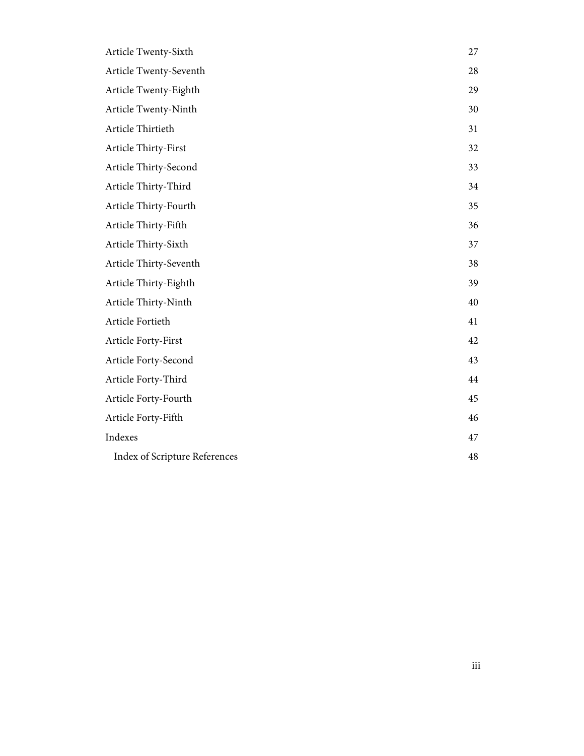| | |
|---|---|
| Article Twenty-Sixth | 27 |
| Article Twenty-Seventh | 28 |
| Article Twenty-Eighth | 29 |
| Article Twenty-Ninth | 30 |
| Article Thirtieth | 31 |
| Article Thirty-First | 32 |
| Article Thirty-Second | 33 |
| Article Thirty-Third | 34 |
| Article Thirty-Fourth | 35 |
| Article Thirty-Fifth | 36 |
| Article Thirty-Sixth | 37 |
| Article Thirty-Seventh | 38 |
| Article Thirty-Eighth | 39 |
| Article Thirty-Ninth | 40 |
| Article Fortieth | 41 |
| Article Forty-First | 42 |
| Article Forty-Second | 43 |
| Article Forty-Third | 44 |
| Article Forty-Fourth | 45 |
| Article Forty-Fifth | 46 |
| Indexes | 47 |
| Index of Scripture References | 48 |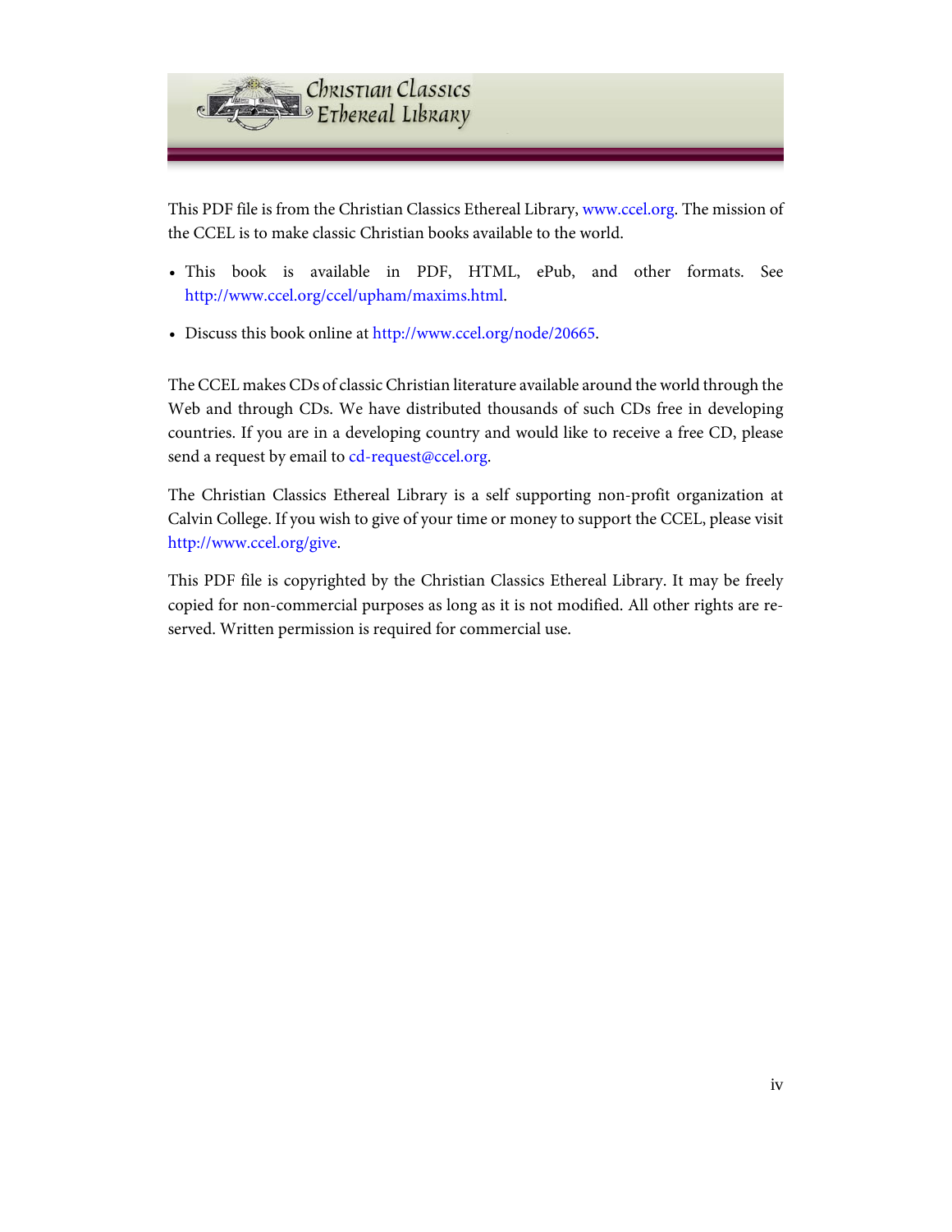This PDF file is from the Christian Classics Ethereal Library, www.ccel.org. The mission of the CCEL is to make classic Christian books available to the world.

- This book is available in PDF, HTML, ePub, and other formats. See http://www.ccel.org/ccel/upham/maxims.html.
- Discuss this book online at http://www.ccel.org/node/20665.

The CCEL makes CDs of classic Christian literature available around the world through the Web and through CDs. We have distributed thousands of such CDs free in developing countries. If you are in a developing country and would like to receive a free CD, please send a request by email to cd-request@ccel.org.

The Christian Classics Ethereal Library is a self supporting non-profit organization at Calvin College. If you wish to give of your time or money to support the CCEL, please visit http://www.ccel.org/give.

This PDF file is copyrighted by the Christian Classics Ethereal Library. It may be freely copied for non-commercial purposes as long as it is not modified. All other rights are reserved. Written permission is required for commercial use.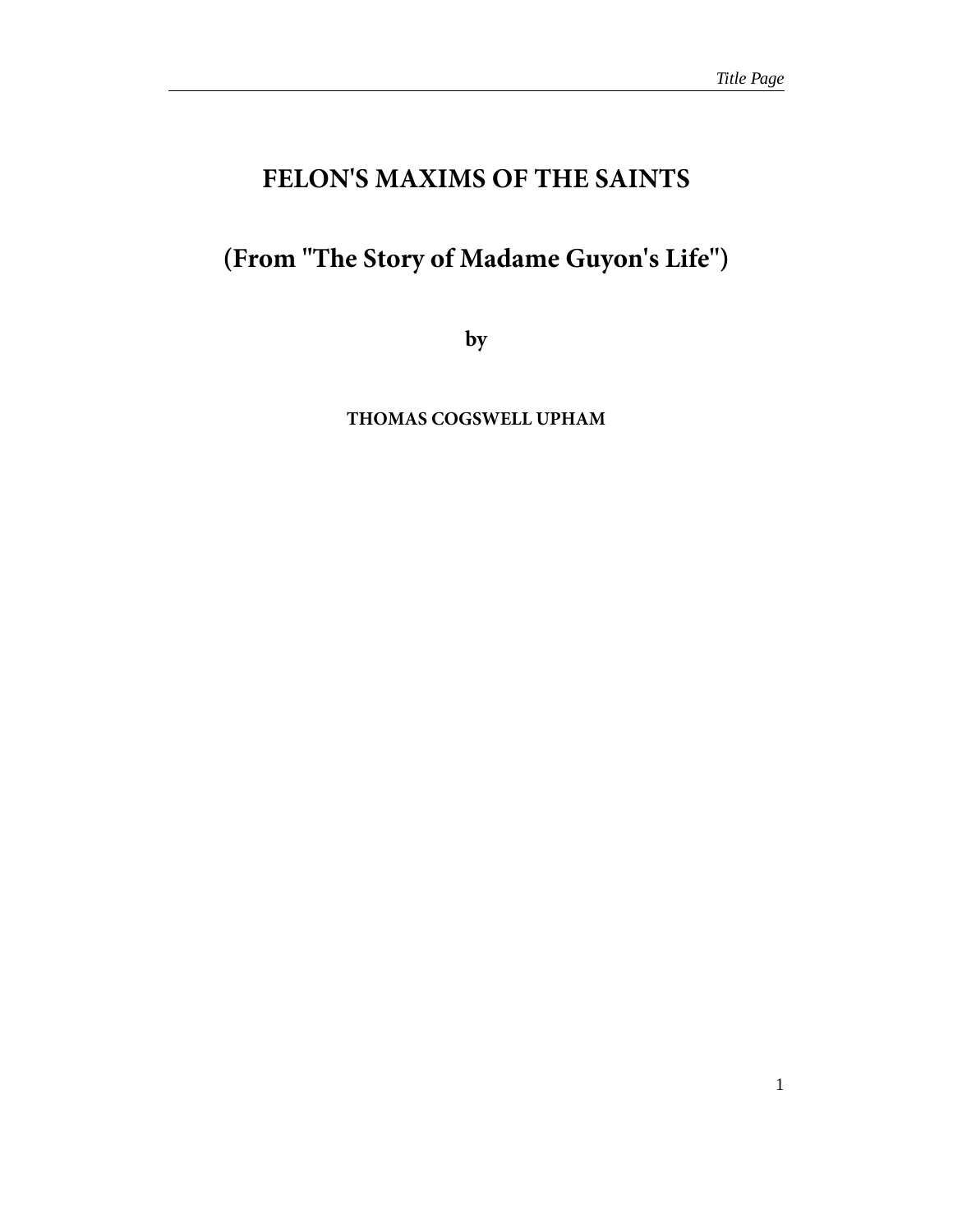# FELON'S MAXIMS OF THE SAINTS

# (From "The Story of Madame Guyon's Life")

**by**

**THOMAS COGSWELL UPHAM**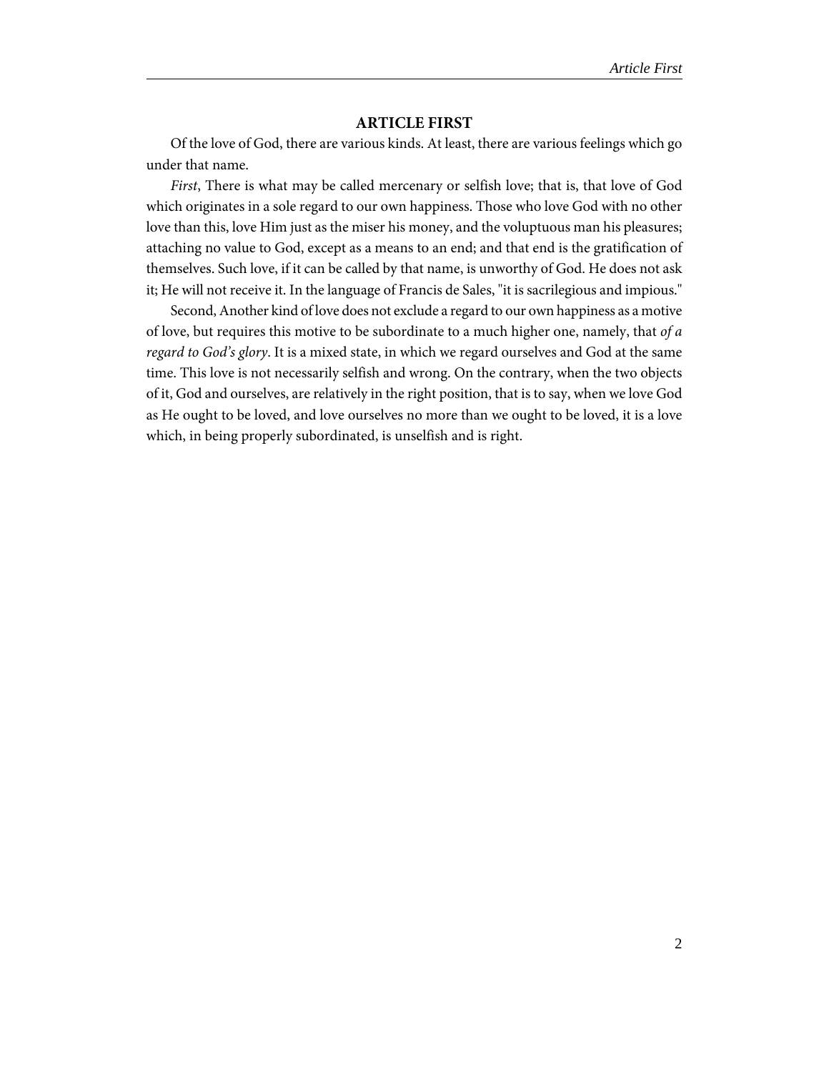## ARTICLE FIRST

Of the love of God, there are various kinds. At least, there are various feelings which go under that name.

*First*, There is what may be called mercenary or selfish love; that is, that love of God which originates in a sole regard to our own happiness. Those who love God with no other love than this, love Him just as the miser his money, and the voluptuous man his pleasures; attaching no value to God, except as a means to an end; and that end is the gratification of themselves. Such love, if it can be called by that name, is unworthy of God. He does not ask it; He will not receive it. In the language of Francis de Sales, "it is sacrilegious and impious."

Second, Another kind of love does not exclude a regard to our own happiness as a motive of love, but requires this motive to be subordinate to a much higher one, namely, that *of a regard to God's glory*. It is a mixed state, in which we regard ourselves and God at the same time. This love is not necessarily selfish and wrong. On the contrary, when the two objects of it, God and ourselves, are relatively in the right position, that is to say, when we love God as He ought to be loved, and love ourselves no more than we ought to be loved, it is a love which, in being properly subordinated, is unselfish and is right.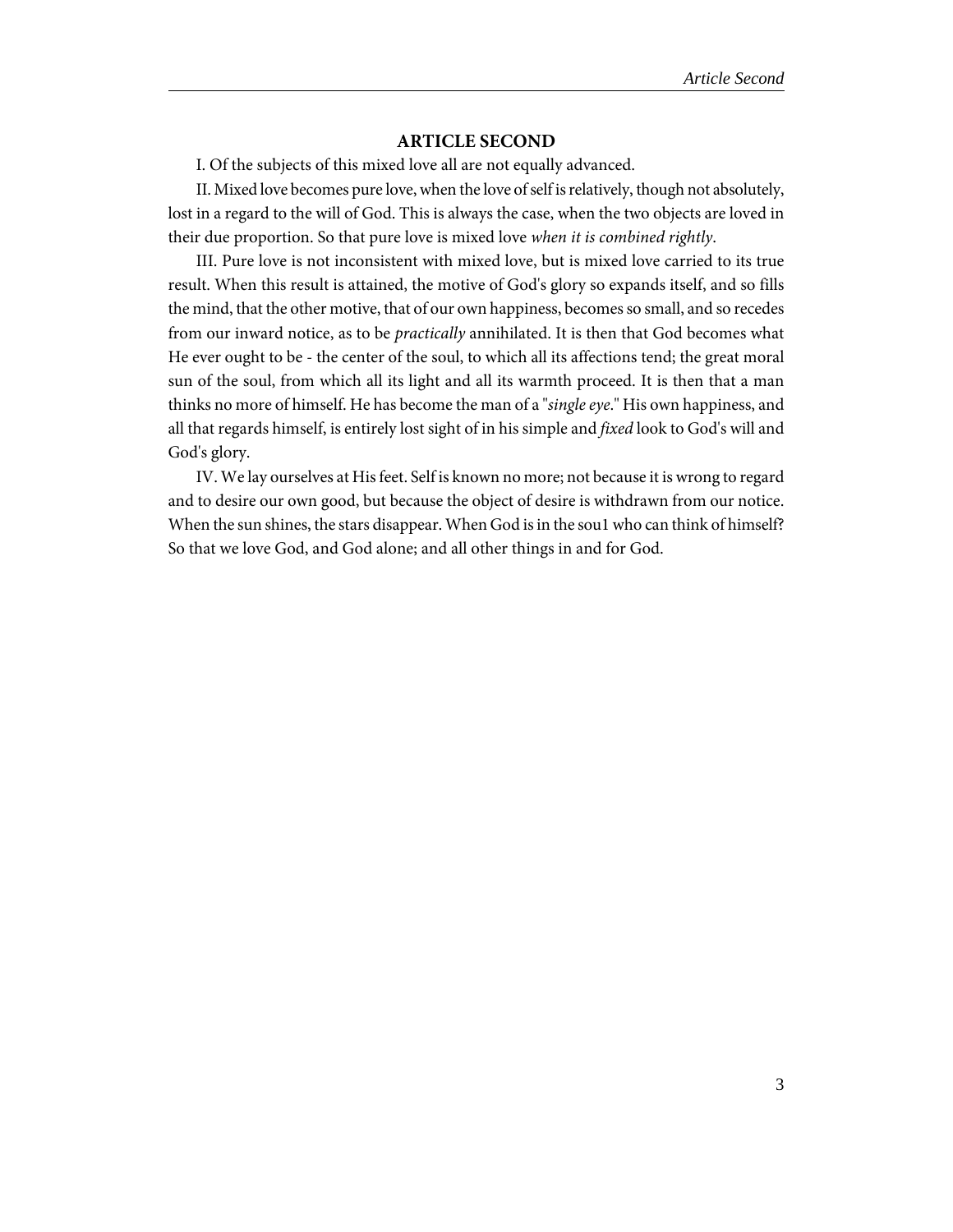## ARTICLE SECOND

I. Of the subjects of this mixed love all are not equally advanced.

II. Mixed love becomes pure love, when the love of self is relatively, though not absolutely, lost in a regard to the will of God. This is always the case, when the two objects are loved in their due proportion. So that pure love is mixed love *when it is combined rightly*.

III. Pure love is not inconsistent with mixed love, but is mixed love carried to its true result. When this result is attained, the motive of God's glory so expands itself, and so fills the mind, that the other motive, that of our own happiness, becomes so small, and so recedes from our inward notice, as to be *practically* annihilated. It is then that God becomes what He ever ought to be - the center of the soul, to which all its affections tend; the great moral sun of the soul, from which all its light and all its warmth proceed. It is then that a man thinks no more of himself. He has become the man of a "*single eye*." His own happiness, and all that regards himself, is entirely lost sight of in his simple and *fixed* look to God's will and God's glory.

IV. We lay ourselves at His feet. Self is known no more; not because it is wrong to regard and to desire our own good, but because the object of desire is withdrawn from our notice. When the sun shines, the stars disappear. When God is in the sou1 who can think of himself? So that we love God, and God alone; and all other things in and for God.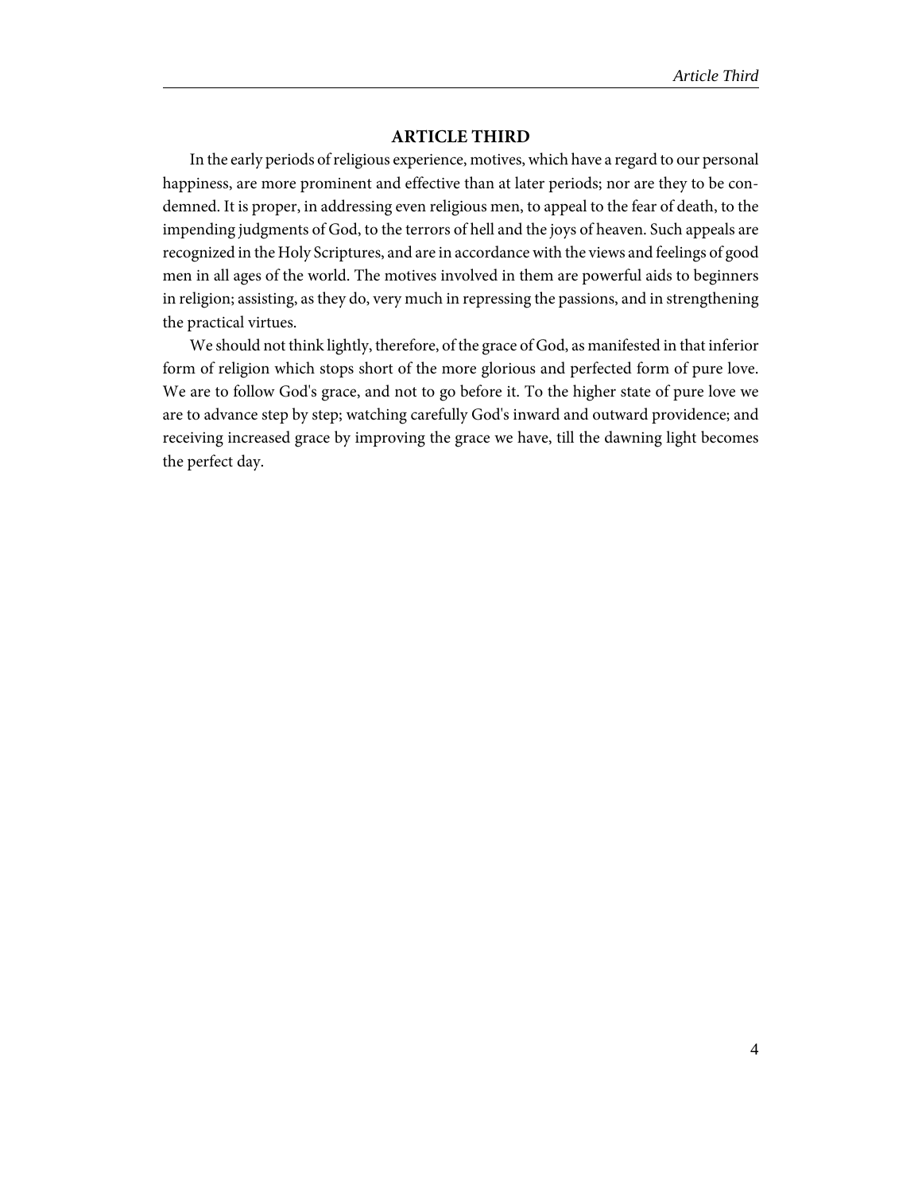## ARTICLE THIRD

In the early periods of religious experience, motives, which have a regard to our personal happiness, are more prominent and effective than at later periods; nor are they to be condemned. It is proper, in addressing even religious men, to appeal to the fear of death, to the impending judgments of God, to the terrors of hell and the joys of heaven. Such appeals are recognized in the Holy Scriptures, and are in accordance with the views and feelings of good men in all ages of the world. The motives involved in them are powerful aids to beginners in religion; assisting, as they do, very much in repressing the passions, and in strengthening the practical virtues.

We should not think lightly, therefore, of the grace of God, as manifested in that inferior form of religion which stops short of the more glorious and perfected form of pure love. We are to follow God's grace, and not to go before it. To the higher state of pure love we are to advance step by step; watching carefully God's inward and outward providence; and receiving increased grace by improving the grace we have, till the dawning light becomes the perfect day.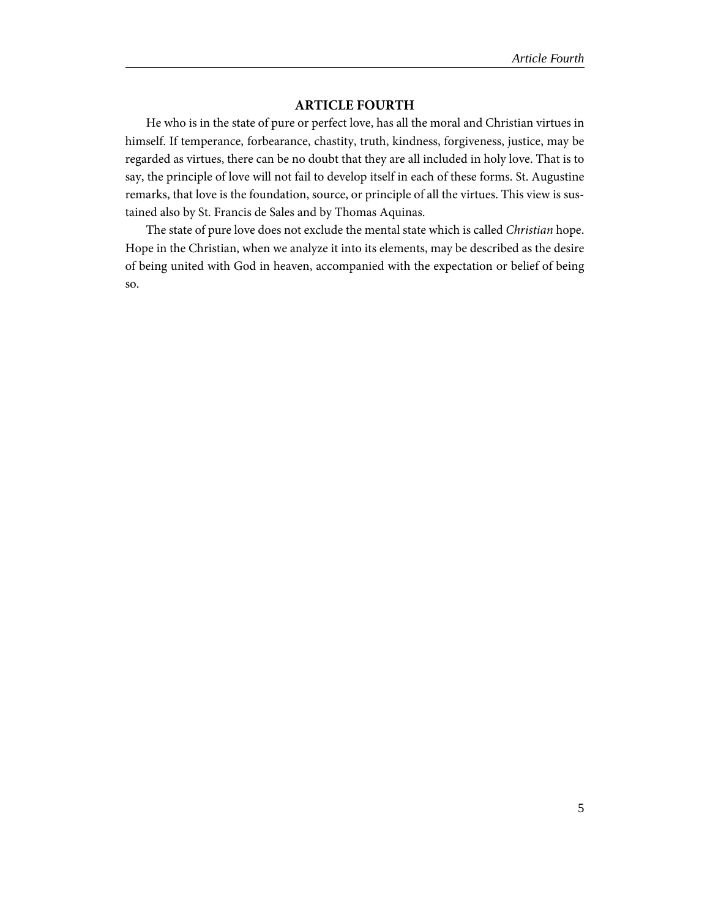## ARTICLE FOURTH

He who is in the state of pure or perfect love, has all the moral and Christian virtues in himself. If temperance, forbearance, chastity, truth, kindness, forgiveness, justice, may be regarded as virtues, there can be no doubt that they are all included in holy love. That is to say, the principle of love will not fail to develop itself in each of these forms. St. Augustine remarks, that love is the foundation, source, or principle of all the virtues. This view is sustained also by St. Francis de Sales and by Thomas Aquinas.

The state of pure love does not exclude the mental state which is called *Christian* hope. Hope in the Christian, when we analyze it into its elements, may be described as the desire of being united with God in heaven, accompanied with the expectation or belief of being so.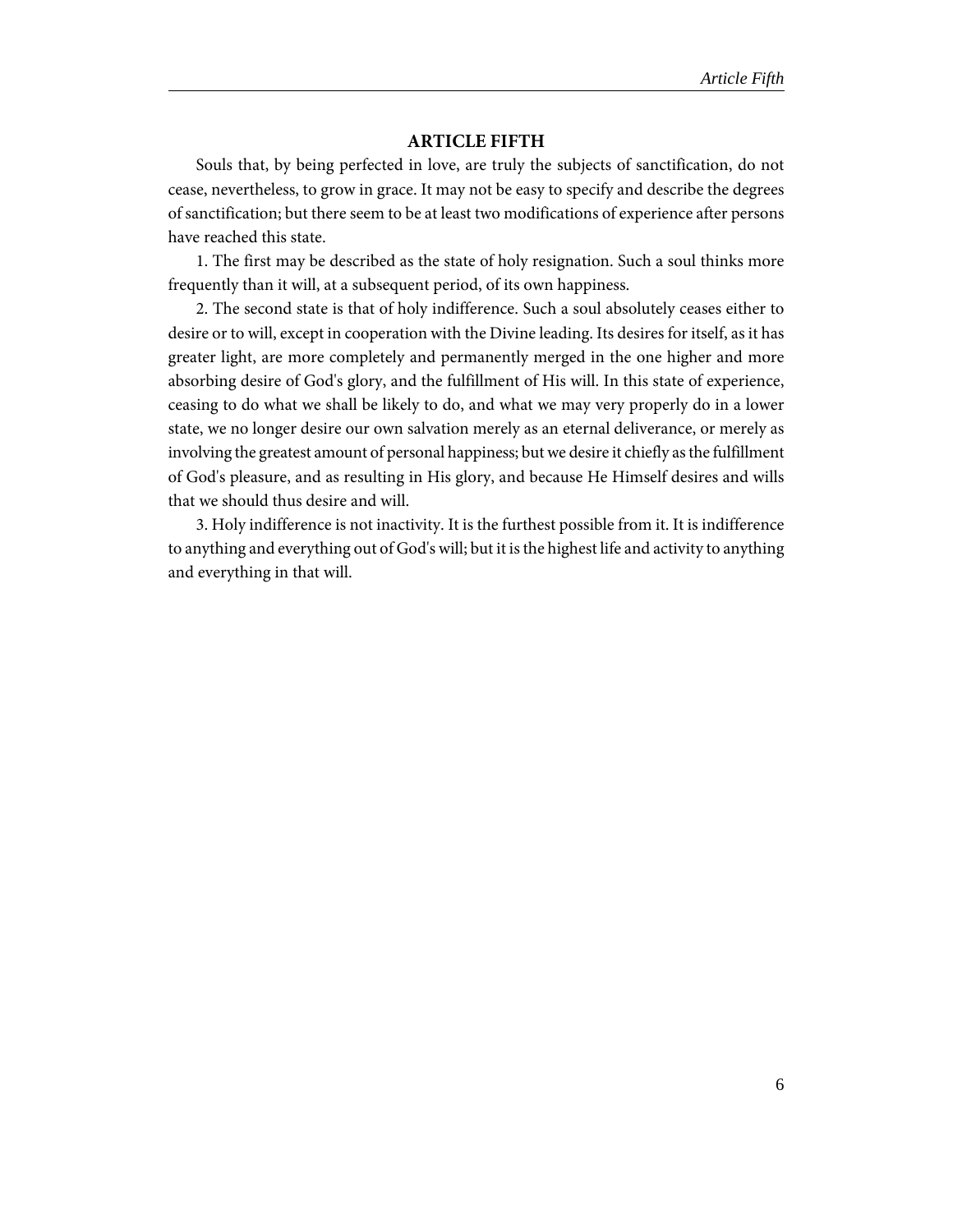## ARTICLE FIFTH

Souls that, by being perfected in love, are truly the subjects of sanctification, do not cease, nevertheless, to grow in grace. It may not be easy to specify and describe the degrees of sanctification; but there seem to be at least two modifications of experience after persons have reached this state.

1. The first may be described as the state of holy resignation. Such a soul thinks more frequently than it will, at a subsequent period, of its own happiness.

2. The second state is that of holy indifference. Such a soul absolutely ceases either to desire or to will, except in cooperation with the Divine leading. Its desires for itself, as it has greater light, are more completely and permanently merged in the one higher and more absorbing desire of God's glory, and the fulfillment of His will. In this state of experience, ceasing to do what we shall be likely to do, and what we may very properly do in a lower state, we no longer desire our own salvation merely as an eternal deliverance, or merely as involving the greatest amount of personal happiness; but we desire it chiefly as the fulfillment of God's pleasure, and as resulting in His glory, and because He Himself desires and wills that we should thus desire and will.

3. Holy indifference is not inactivity. It is the furthest possible from it. It is indifference to anything and everything out of God's will; but it is the highest life and activity to anything and everything in that will.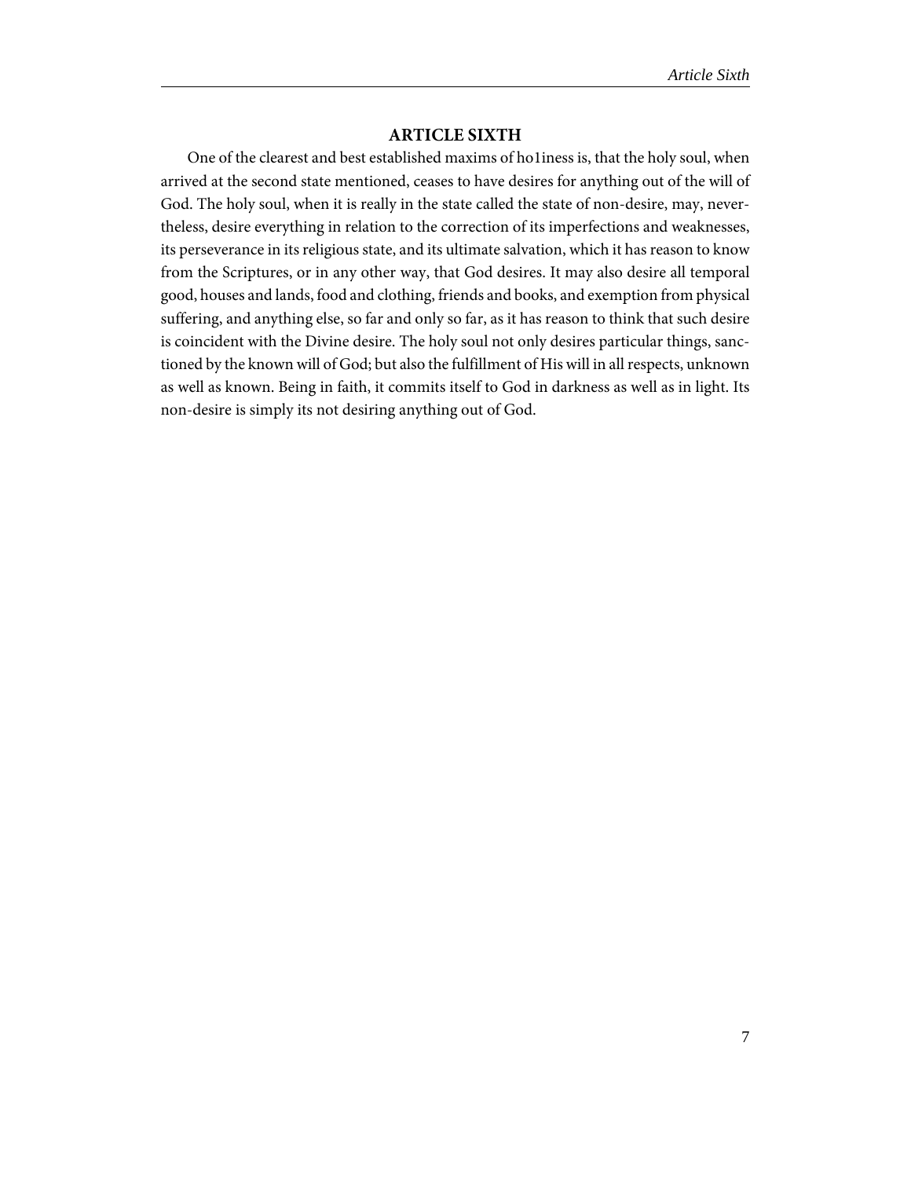## ARTICLE SIXTH

One of the clearest and best established maxims of ho1iness is, that the holy soul, when arrived at the second state mentioned, ceases to have desires for anything out of the will of God. The holy soul, when it is really in the state called the state of non-desire, may, nevertheless, desire everything in relation to the correction of its imperfections and weaknesses, its perseverance in its religious state, and its ultimate salvation, which it has reason to know from the Scriptures, or in any other way, that God desires. It may also desire all temporal good, houses and lands, food and clothing, friends and books, and exemption from physical suffering, and anything else, so far and only so far, as it has reason to think that such desire is coincident with the Divine desire. The holy soul not only desires particular things, sanctioned by the known will of God; but also the fulfillment of His will in all respects, unknown as well as known. Being in faith, it commits itself to God in darkness as well as in light. Its non-desire is simply its not desiring anything out of God.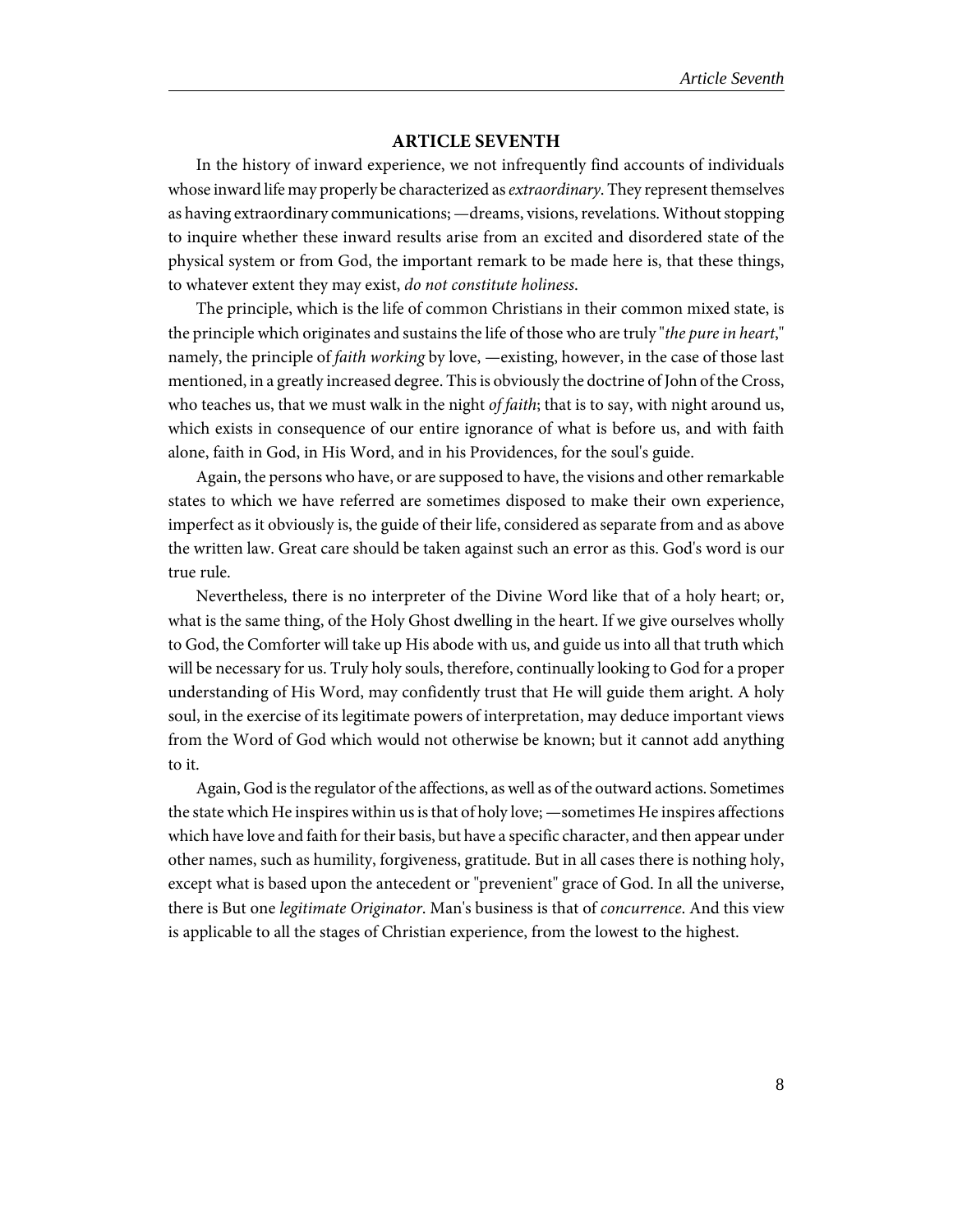## ARTICLE SEVENTH

In the history of inward experience, we not infrequently find accounts of individuals whose inward life may properly be characterized as *extraordinary*. They represent themselves as having extraordinary communications; —dreams, visions, revelations. Without stopping to inquire whether these inward results arise from an excited and disordered state of the physical system or from God, the important remark to be made here is, that these things, to whatever extent they may exist, *do not constitute holiness*.

The principle, which is the life of common Christians in their common mixed state, is the principle which originates and sustains the life of those who are truly "*the pure in heart*," namely, the principle of *faith working* by love, —existing, however, in the case of those last mentioned, in a greatly increased degree. This is obviously the doctrine of John of the Cross, who teaches us, that we must walk in the night *of faith*; that is to say, with night around us, which exists in consequence of our entire ignorance of what is before us, and with faith alone, faith in God, in His Word, and in his Providences, for the soul's guide.

Again, the persons who have, or are supposed to have, the visions and other remarkable states to which we have referred are sometimes disposed to make their own experience, imperfect as it obviously is, the guide of their life, considered as separate from and as above the written law. Great care should be taken against such an error as this. God's word is our true rule.

Nevertheless, there is no interpreter of the Divine Word like that of a holy heart; or, what is the same thing, of the Holy Ghost dwelling in the heart. If we give ourselves wholly to God, the Comforter will take up His abode with us, and guide us into all that truth which will be necessary for us. Truly holy souls, therefore, continually looking to God for a proper understanding of His Word, may confidently trust that He will guide them aright. A holy soul, in the exercise of its legitimate powers of interpretation, may deduce important views from the Word of God which would not otherwise be known; but it cannot add anything to it.

Again, God is the regulator of the affections, as well as of the outward actions. Sometimes the state which He inspires within us is that of holy love; —sometimes He inspires affections which have love and faith for their basis, but have a specific character, and then appear under other names, such as humility, forgiveness, gratitude. But in all cases there is nothing holy, except what is based upon the antecedent or "prevenient" grace of God. In all the universe, there is But one *legitimate Originator*. Man's business is that of *concurrence*. And this view is applicable to all the stages of Christian experience, from the lowest to the highest.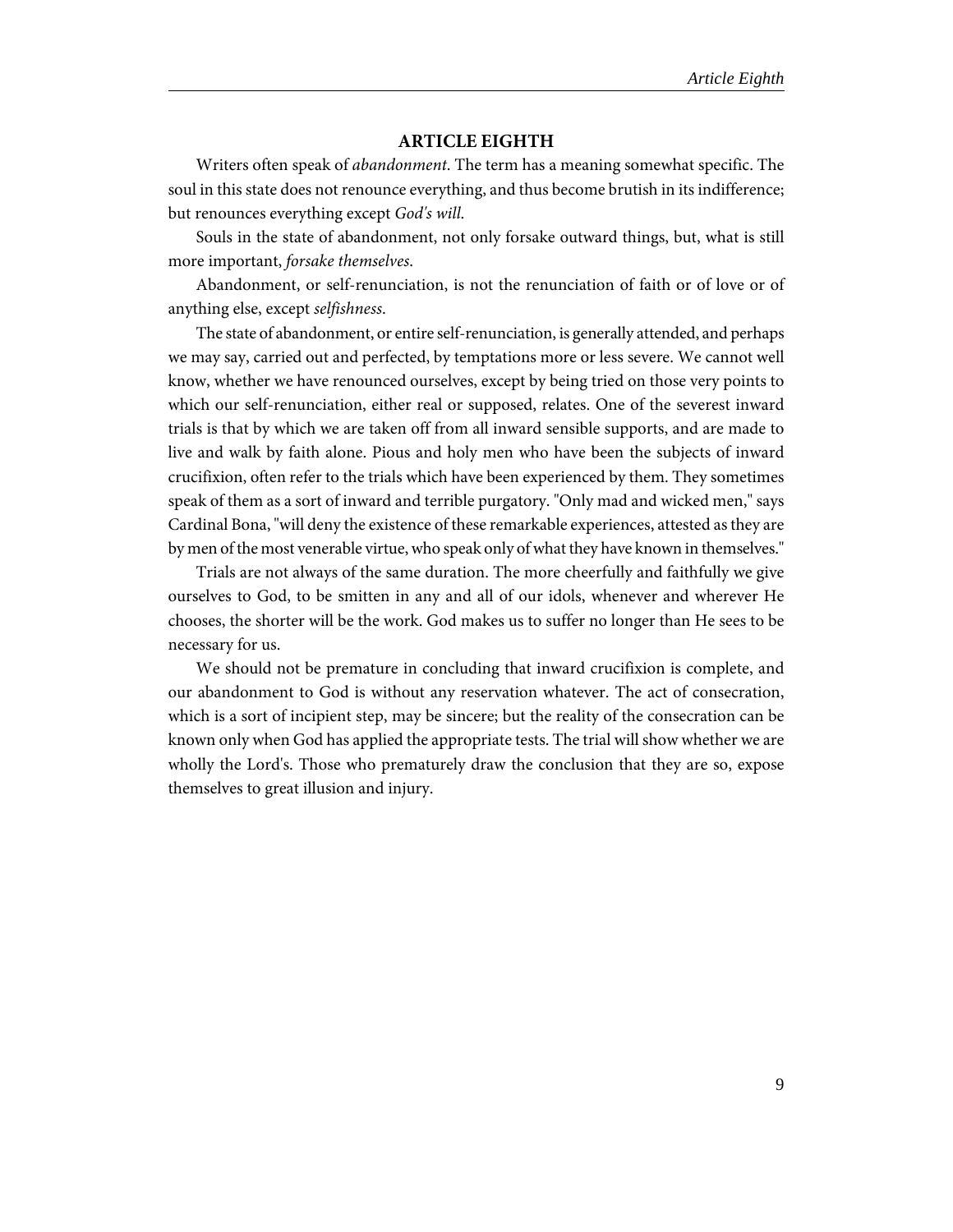## ARTICLE EIGHTH

Writers often speak of *abandonment*. The term has a meaning somewhat specific. The soul in this state does not renounce everything, and thus become brutish in its indifference; but renounces everything except *God's will*.

Souls in the state of abandonment, not only forsake outward things, but, what is still more important, *forsake themselves*.

Abandonment, or self-renunciation, is not the renunciation of faith or of love or of anything else, except *selfishness*.

The state of abandonment, or entire self-renunciation, is generally attended, and perhaps we may say, carried out and perfected, by temptations more or less severe. We cannot well know, whether we have renounced ourselves, except by being tried on those very points to which our self-renunciation, either real or supposed, relates. One of the severest inward trials is that by which we are taken off from all inward sensible supports, and are made to live and walk by faith alone. Pious and holy men who have been the subjects of inward crucifixion, often refer to the trials which have been experienced by them. They sometimes speak of them as a sort of inward and terrible purgatory. "Only mad and wicked men," says Cardinal Bona, "will deny the existence of these remarkable experiences, attested as they are by men of the most venerable virtue, who speak only of what they have known in themselves."

Trials are not always of the same duration. The more cheerfully and faithfully we give ourselves to God, to be smitten in any and all of our idols, whenever and wherever He chooses, the shorter will be the work. God makes us to suffer no longer than He sees to be necessary for us.

We should not be premature in concluding that inward crucifixion is complete, and our abandonment to God is without any reservation whatever. The act of consecration, which is a sort of incipient step, may be sincere; but the reality of the consecration can be known only when God has applied the appropriate tests. The trial will show whether we are wholly the Lord's. Those who prematurely draw the conclusion that they are so, expose themselves to great illusion and injury.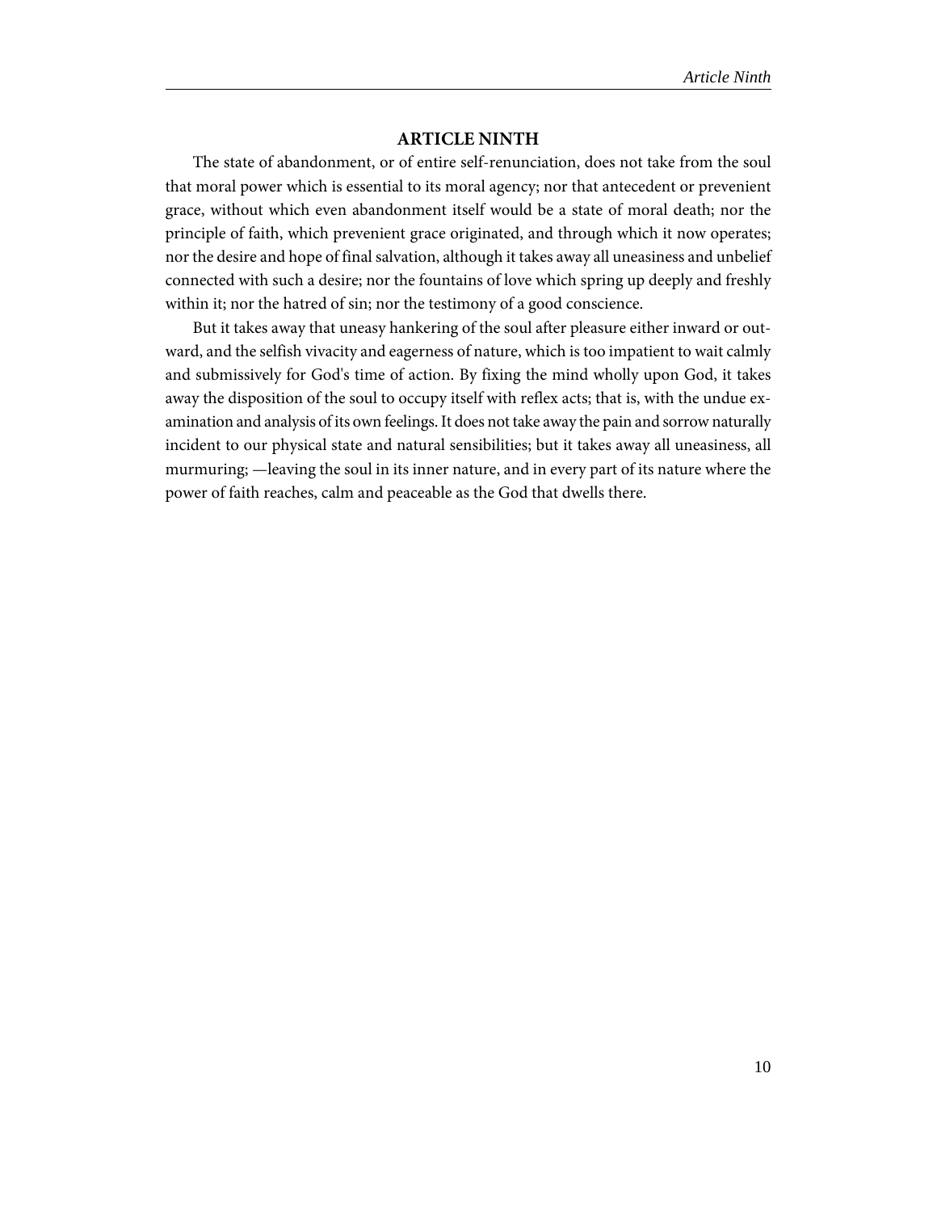## ARTICLE NINTH

The state of abandonment, or of entire self-renunciation, does not take from the soul that moral power which is essential to its moral agency; nor that antecedent or prevenient grace, without which even abandonment itself would be a state of moral death; nor the principle of faith, which prevenient grace originated, and through which it now operates; nor the desire and hope of final salvation, although it takes away all uneasiness and unbelief connected with such a desire; nor the fountains of love which spring up deeply and freshly within it; nor the hatred of sin; nor the testimony of a good conscience.

But it takes away that uneasy hankering of the soul after pleasure either inward or outward, and the selfish vivacity and eagerness of nature, which is too impatient to wait calmly and submissively for God's time of action. By fixing the mind wholly upon God, it takes away the disposition of the soul to occupy itself with reflex acts; that is, with the undue examination and analysis of its own feelings. It does not take away the pain and sorrow naturally incident to our physical state and natural sensibilities; but it takes away all uneasiness, all murmuring; —leaving the soul in its inner nature, and in every part of its nature where the power of faith reaches, calm and peaceable as the God that dwells there.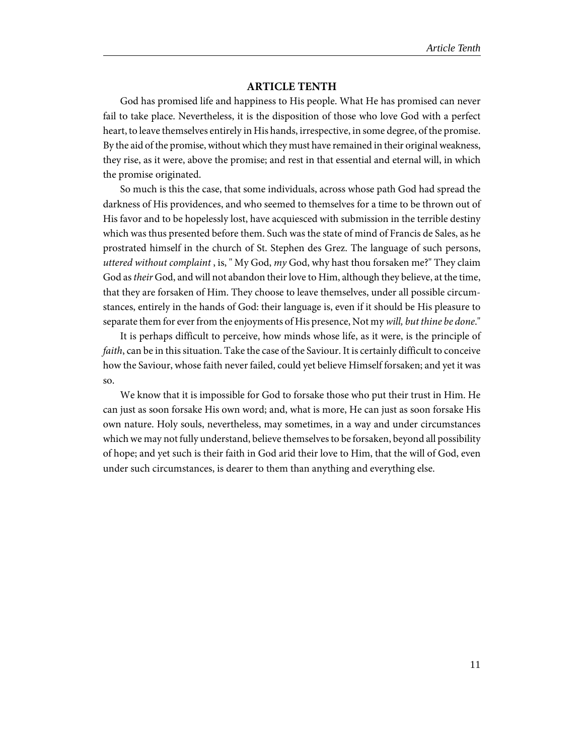## ARTICLE TENTH

God has promised life and happiness to His people. What He has promised can never fail to take place. Nevertheless, it is the disposition of those who love God with a perfect heart, to leave themselves entirely in His hands, irrespective, in some degree, of the promise. By the aid of the promise, without which they must have remained in their original weakness, they rise, as it were, above the promise; and rest in that essential and eternal will, in which the promise originated.

So much is this the case, that some individuals, across whose path God had spread the darkness of His providences, and who seemed to themselves for a time to be thrown out of His favor and to be hopelessly lost, have acquiesced with submission in the terrible destiny which was thus presented before them. Such was the state of mind of Francis de Sales, as he prostrated himself in the church of St. Stephen des Grez. The language of such persons, *uttered without complaint* , is, " My God, *my* God, why hast thou forsaken me?" They claim God as *their* God, and will not abandon their love to Him, although they believe, at the time, that they are forsaken of Him. They choose to leave themselves, under all possible circumstances, entirely in the hands of God: their language is, even if it should be His pleasure to separate them for ever from the enjoyments of His presence, Not my *will, but thine be done*."

It is perhaps difficult to perceive, how minds whose life, as it were, is the principle of *faith*, can be in this situation. Take the case of the Saviour. It is certainly difficult to conceive how the Saviour, whose faith never failed, could yet believe Himself forsaken; and yet it was so.

We know that it is impossible for God to forsake those who put their trust in Him. He can just as soon forsake His own word; and, what is more, He can just as soon forsake His own nature. Holy souls, nevertheless, may sometimes, in a way and under circumstances which we may not fully understand, believe themselves to be forsaken, beyond all possibility of hope; and yet such is their faith in God arid their love to Him, that the will of God, even under such circumstances, is dearer to them than anything and everything else.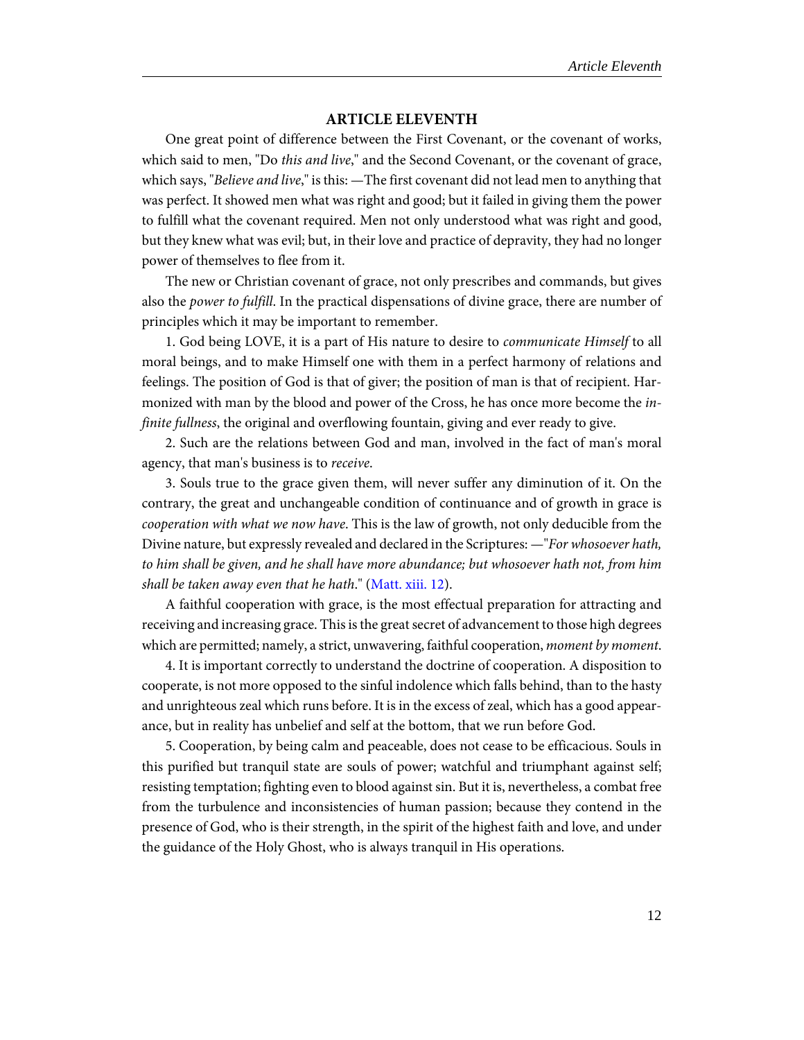## ARTICLE ELEVENTH

One great point of difference between the First Covenant, or the covenant of works, which said to men, "Do *this and live*," and the Second Covenant, or the covenant of grace, which says, "*Believe and live*," is this: —The first covenant did not lead men to anything that was perfect. It showed men what was right and good; but it failed in giving them the power to fulfill what the covenant required. Men not only understood what was right and good, but they knew what was evil; but, in their love and practice of depravity, they had no longer power of themselves to flee from it.

The new or Christian covenant of grace, not only prescribes and commands, but gives also the *power to fulfill*. In the practical dispensations of divine grace, there are number of principles which it may be important to remember.

1. God being LOVE, it is a part of His nature to desire to *communicate Himself* to all moral beings, and to make Himself one with them in a perfect harmony of relations and feelings. The position of God is that of giver; the position of man is that of recipient. Harmonized with man by the blood and power of the Cross, he has once more become the *infinite fullness*, the original and overflowing fountain, giving and ever ready to give.

2. Such are the relations between God and man, involved in the fact of man's moral agency, that man's business is to *receive*.

3. Souls true to the grace given them, will never suffer any diminution of it. On the contrary, the great and unchangeable condition of continuance and of growth in grace is *cooperation with what we now have*. This is the law of growth, not only deducible from the Divine nature, but expressly revealed and declared in the Scriptures: —"*For whosoever hath, to him shall be given, and he shall have more abundance; but whosoever hath not, from him shall be taken away even that he hath*." (Matt. xiii. 12).

A faithful cooperation with grace, is the most effectual preparation for attracting and receiving and increasing grace. This is the great secret of advancement to those high degrees which are permitted; namely, a strict, unwavering, faithful cooperation, *moment by moment*.

4. It is important correctly to understand the doctrine of cooperation. A disposition to cooperate, is not more opposed to the sinful indolence which falls behind, than to the hasty and unrighteous zeal which runs before. It is in the excess of zeal, which has a good appearance, but in reality has unbelief and self at the bottom, that we run before God.

5. Cooperation, by being calm and peaceable, does not cease to be efficacious. Souls in this purified but tranquil state are souls of power; watchful and triumphant against self; resisting temptation; fighting even to blood against sin. But it is, nevertheless, a combat free from the turbulence and inconsistencies of human passion; because they contend in the presence of God, who is their strength, in the spirit of the highest faith and love, and under the guidance of the Holy Ghost, who is always tranquil in His operations.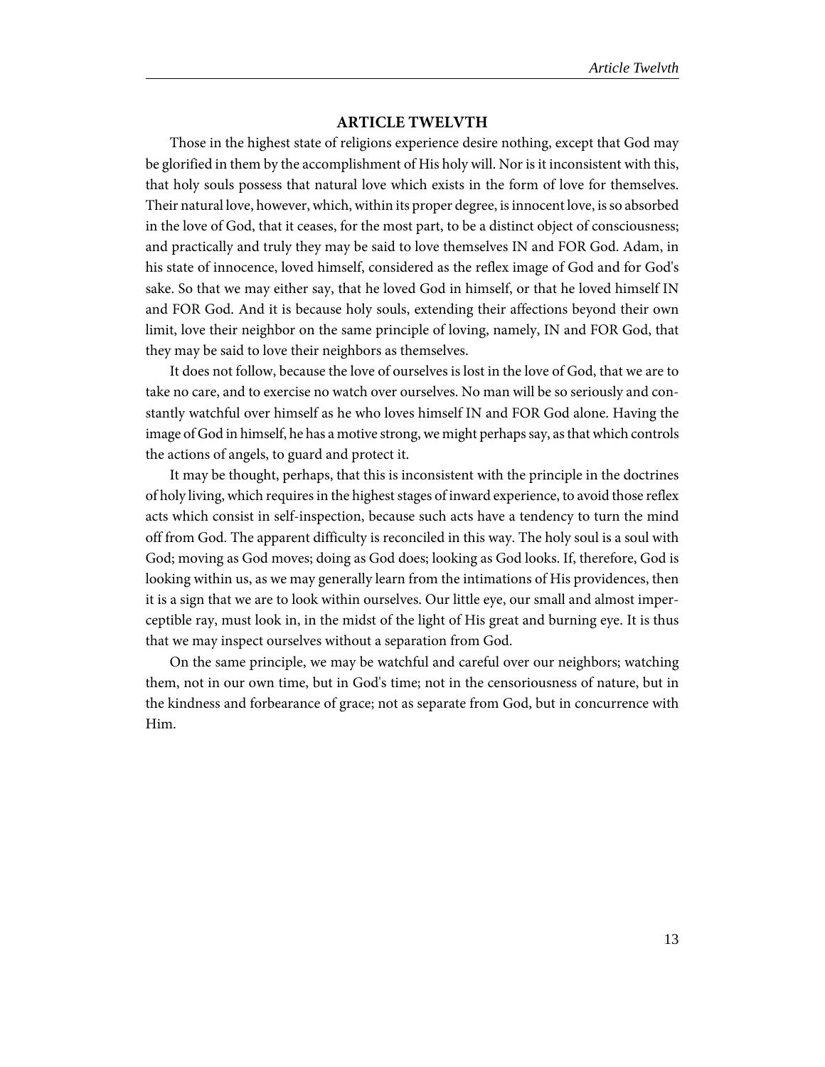## ARTICLE TWELVTH

Those in the highest state of religions experience desire nothing, except that God may be glorified in them by the accomplishment of His holy will. Nor is it inconsistent with this, that holy souls possess that natural love which exists in the form of love for themselves. Their natural love, however, which, within its proper degree, is innocent love, is so absorbed in the love of God, that it ceases, for the most part, to be a distinct object of consciousness; and practically and truly they may be said to love themselves IN and FOR God. Adam, in his state of innocence, loved himself, considered as the reflex image of God and for God's sake. So that we may either say, that he loved God in himself, or that he loved himself IN and FOR God. And it is because holy souls, extending their affections beyond their own limit, love their neighbor on the same principle of loving, namely, IN and FOR God, that they may be said to love their neighbors as themselves.

It does not follow, because the love of ourselves is lost in the love of God, that we are to take no care, and to exercise no watch over ourselves. No man will be so seriously and constantly watchful over himself as he who loves himself IN and FOR God alone. Having the image of God in himself, he has a motive strong, we might perhaps say, as that which controls the actions of angels, to guard and protect it.

It may be thought, perhaps, that this is inconsistent with the principle in the doctrines of holy living, which requires in the highest stages of inward experience, to avoid those reflex acts which consist in self-inspection, because such acts have a tendency to turn the mind off from God. The apparent difficulty is reconciled in this way. The holy soul is a soul with God; moving as God moves; doing as God does; looking as God looks. If, therefore, God is looking within us, as we may generally learn from the intimations of His providences, then it is a sign that we are to look within ourselves. Our little eye, our small and almost imperceptible ray, must look in, in the midst of the light of His great and burning eye. It is thus that we may inspect ourselves without a separation from God.

On the same principle, we may be watchful and careful over our neighbors; watching them, not in our own time, but in God's time; not in the censoriousness of nature, but in the kindness and forbearance of grace; not as separate from God, but in concurrence with Him.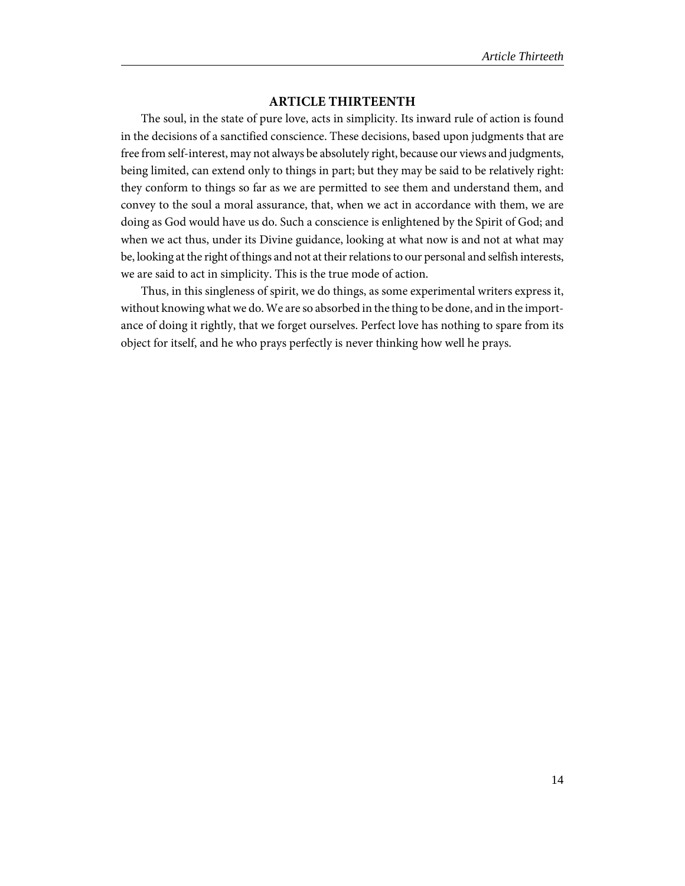## ARTICLE THIRTEENTH

The soul, in the state of pure love, acts in simplicity. Its inward rule of action is found in the decisions of a sanctified conscience. These decisions, based upon judgments that are free from self-interest, may not always be absolutely right, because our views and judgments, being limited, can extend only to things in part; but they may be said to be relatively right: they conform to things so far as we are permitted to see them and understand them, and convey to the soul a moral assurance, that, when we act in accordance with them, we are doing as God would have us do. Such a conscience is enlightened by the Spirit of God; and when we act thus, under its Divine guidance, looking at what now is and not at what may be, looking at the right of things and not at their relations to our personal and selfish interests, we are said to act in simplicity. This is the true mode of action.

Thus, in this singleness of spirit, we do things, as some experimental writers express it, without knowing what we do. We are so absorbed in the thing to be done, and in the importance of doing it rightly, that we forget ourselves. Perfect love has nothing to spare from its object for itself, and he who prays perfectly is never thinking how well he prays.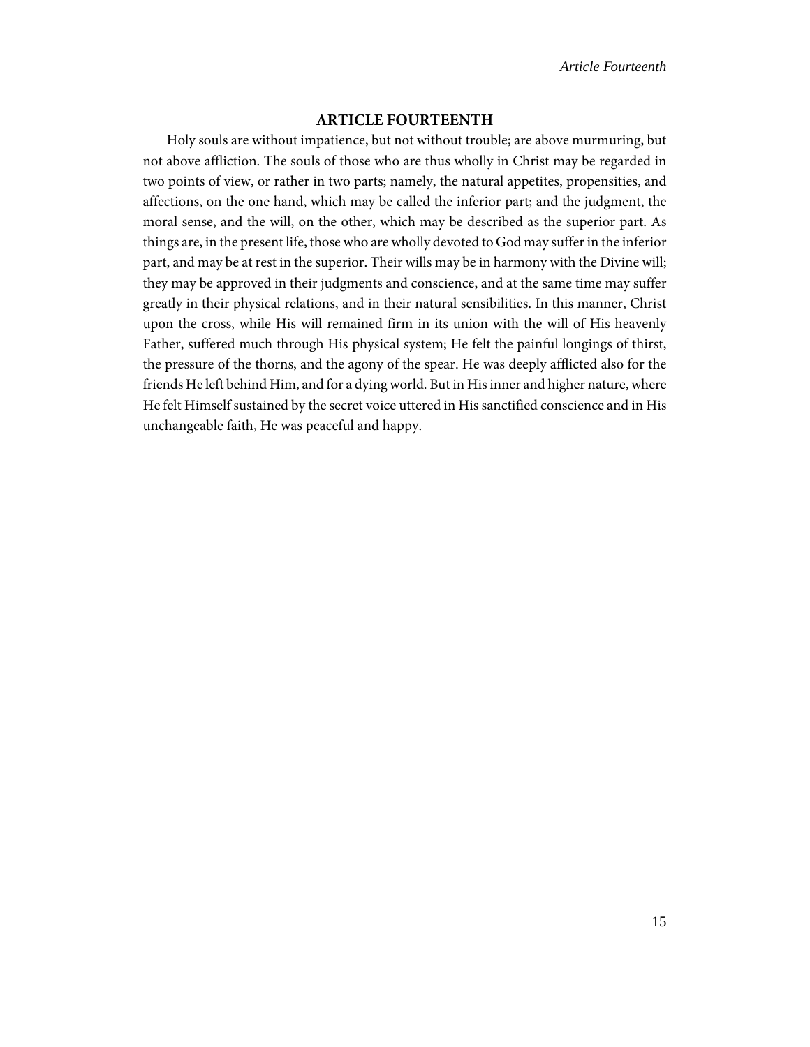## ARTICLE FOURTEENTH

Holy souls are without impatience, but not without trouble; are above murmuring, but not above affliction. The souls of those who are thus wholly in Christ may be regarded in two points of view, or rather in two parts; namely, the natural appetites, propensities, and affections, on the one hand, which may be called the inferior part; and the judgment, the moral sense, and the will, on the other, which may be described as the superior part. As things are, in the present life, those who are wholly devoted to God may suffer in the inferior part, and may be at rest in the superior. Their wills may be in harmony with the Divine will; they may be approved in their judgments and conscience, and at the same time may suffer greatly in their physical relations, and in their natural sensibilities. In this manner, Christ upon the cross, while His will remained firm in its union with the will of His heavenly Father, suffered much through His physical system; He felt the painful longings of thirst, the pressure of the thorns, and the agony of the spear. He was deeply afflicted also for the friends He left behind Him, and for a dying world. But in His inner and higher nature, where He felt Himself sustained by the secret voice uttered in His sanctified conscience and in His unchangeable faith, He was peaceful and happy.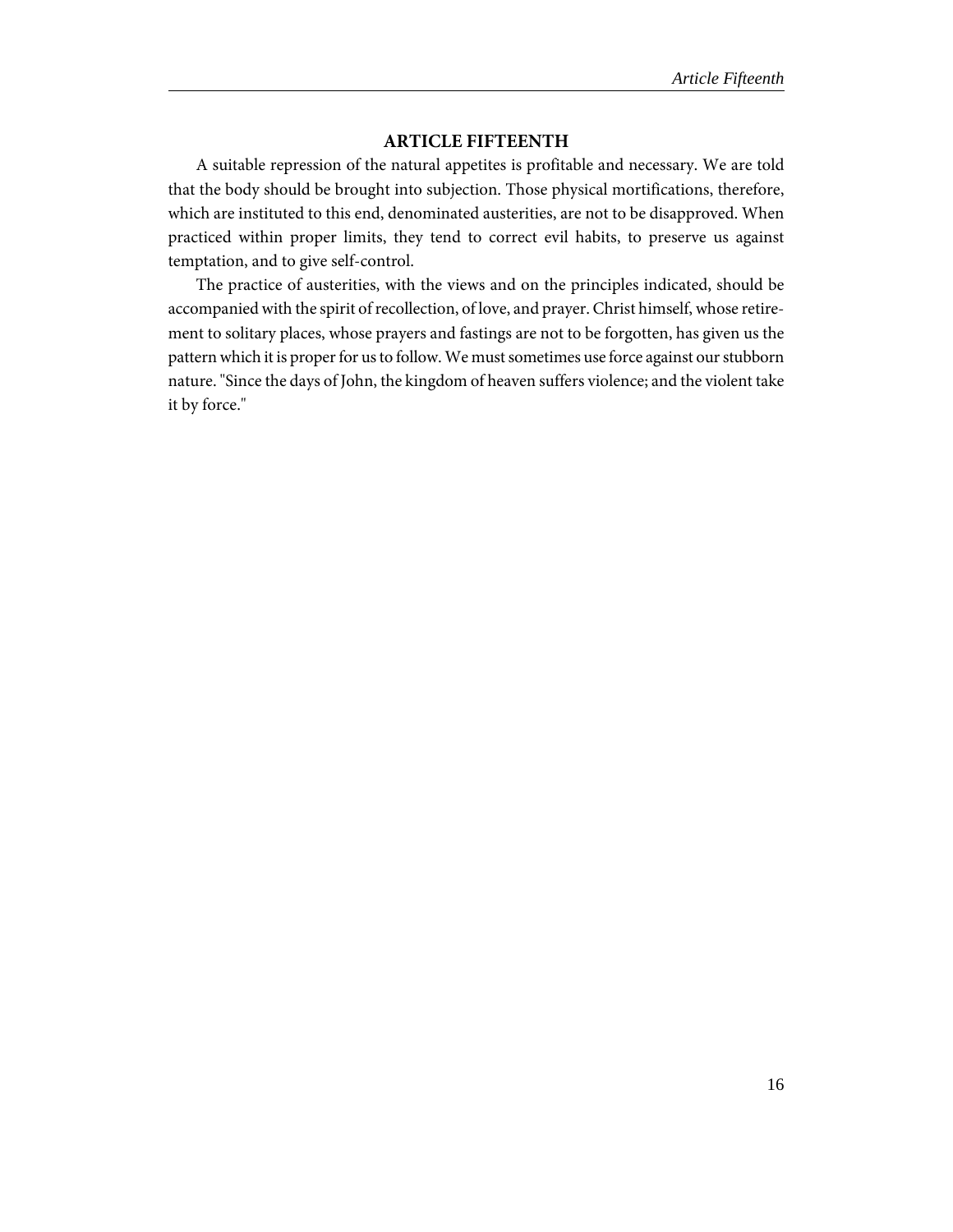## ARTICLE FIFTEENTH

A suitable repression of the natural appetites is profitable and necessary. We are told that the body should be brought into subjection. Those physical mortifications, therefore, which are instituted to this end, denominated austerities, are not to be disapproved. When practiced within proper limits, they tend to correct evil habits, to preserve us against temptation, and to give self-control.

The practice of austerities, with the views and on the principles indicated, should be accompanied with the spirit of recollection, of love, and prayer. Christ himself, whose retirement to solitary places, whose prayers and fastings are not to be forgotten, has given us the pattern which it is proper for us to follow. We must sometimes use force against our stubborn nature. "Since the days of John, the kingdom of heaven suffers violence; and the violent take it by force."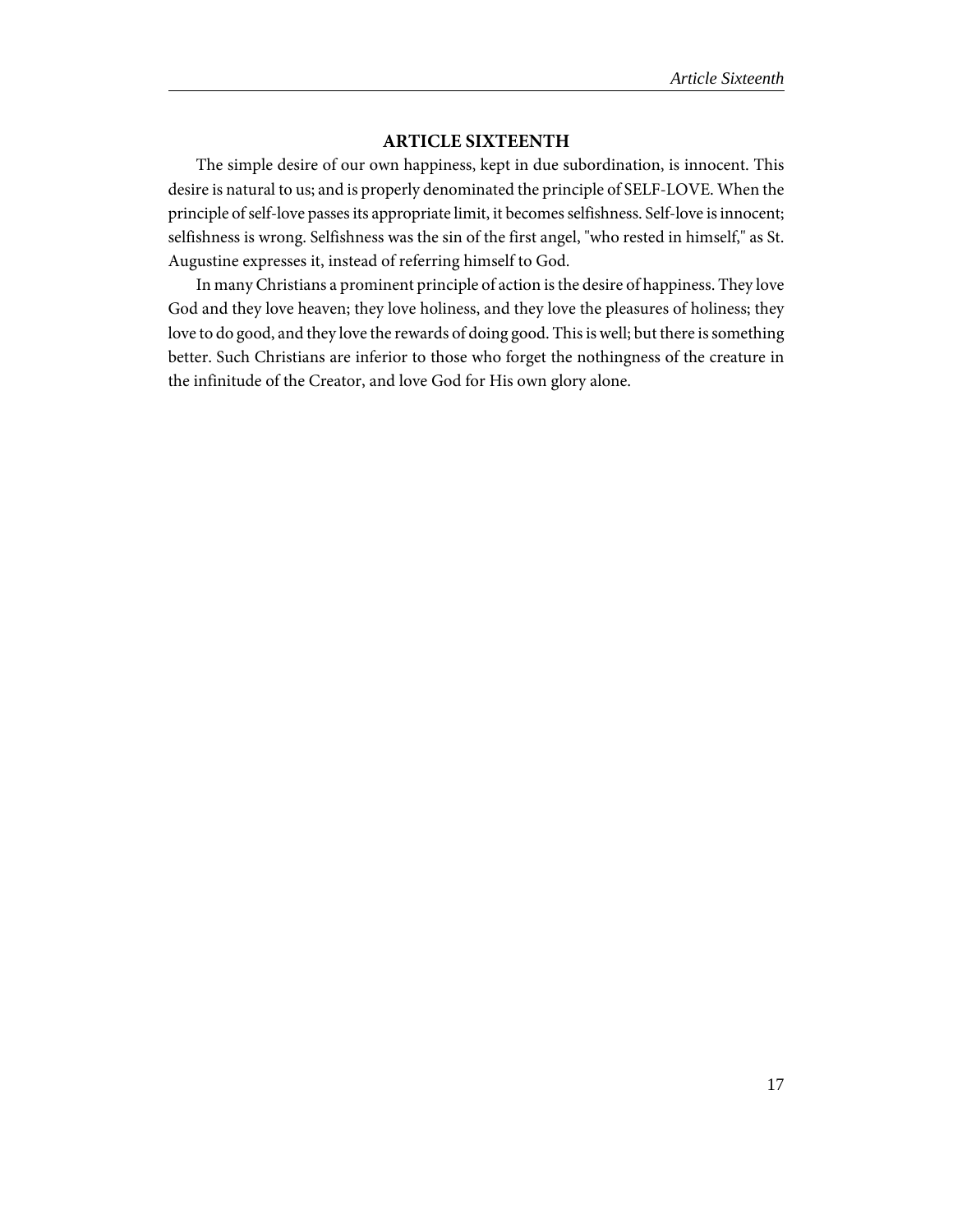## ARTICLE SIXTEENTH

The simple desire of our own happiness, kept in due subordination, is innocent. This desire is natural to us; and is properly denominated the principle of SELF-LOVE. When the principle of self-love passes its appropriate limit, it becomes selfishness. Self-love is innocent; selfishness is wrong. Selfishness was the sin of the first angel, "who rested in himself," as St. Augustine expresses it, instead of referring himself to God.

In many Christians a prominent principle of action is the desire of happiness. They love God and they love heaven; they love holiness, and they love the pleasures of holiness; they love to do good, and they love the rewards of doing good. This is well; but there is something better. Such Christians are inferior to those who forget the nothingness of the creature in the infinitude of the Creator, and love God for His own glory alone.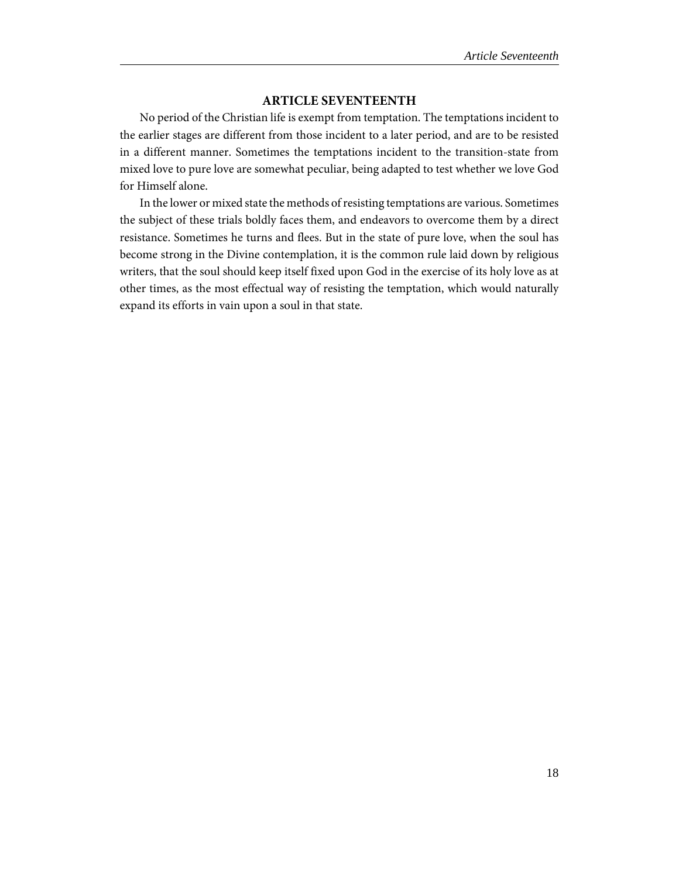## ARTICLE SEVENTEENTH

No period of the Christian life is exempt from temptation. The temptations incident to the earlier stages are different from those incident to a later period, and are to be resisted in a different manner. Sometimes the temptations incident to the transition-state from mixed love to pure love are somewhat peculiar, being adapted to test whether we love God for Himself alone.

In the lower or mixed state the methods of resisting temptations are various. Sometimes the subject of these trials boldly faces them, and endeavors to overcome them by a direct resistance. Sometimes he turns and flees. But in the state of pure love, when the soul has become strong in the Divine contemplation, it is the common rule laid down by religious writers, that the soul should keep itself fixed upon God in the exercise of its holy love as at other times, as the most effectual way of resisting the temptation, which would naturally expand its efforts in vain upon a soul in that state.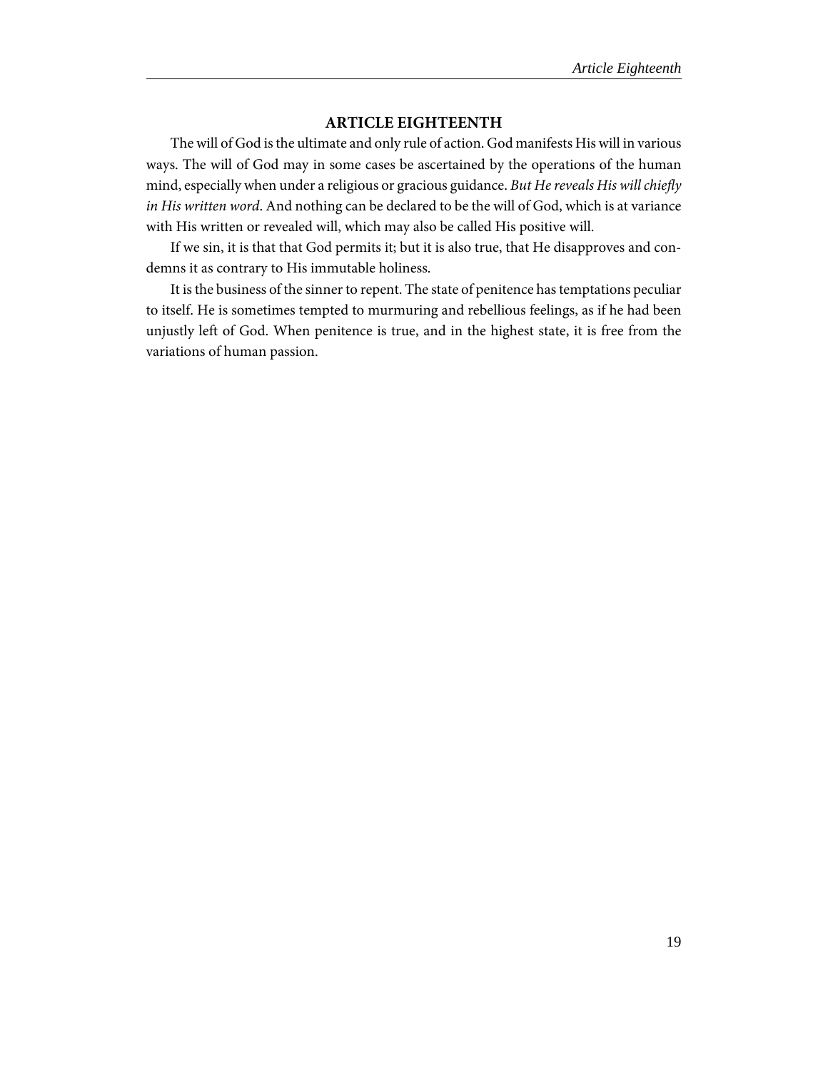## ARTICLE EIGHTEENTH

The will of God is the ultimate and only rule of action. God manifests His will in various ways. The will of God may in some cases be ascertained by the operations of the human mind, especially when under a religious or gracious guidance. *But He reveals His will chiefly in His written word*. And nothing can be declared to be the will of God, which is at variance with His written or revealed will, which may also be called His positive will.

If we sin, it is that that God permits it; but it is also true, that He disapproves and condemns it as contrary to His immutable holiness.

It is the business of the sinner to repent. The state of penitence has temptations peculiar to itself. He is sometimes tempted to murmuring and rebellious feelings, as if he had been unjustly left of God. When penitence is true, and in the highest state, it is free from the variations of human passion.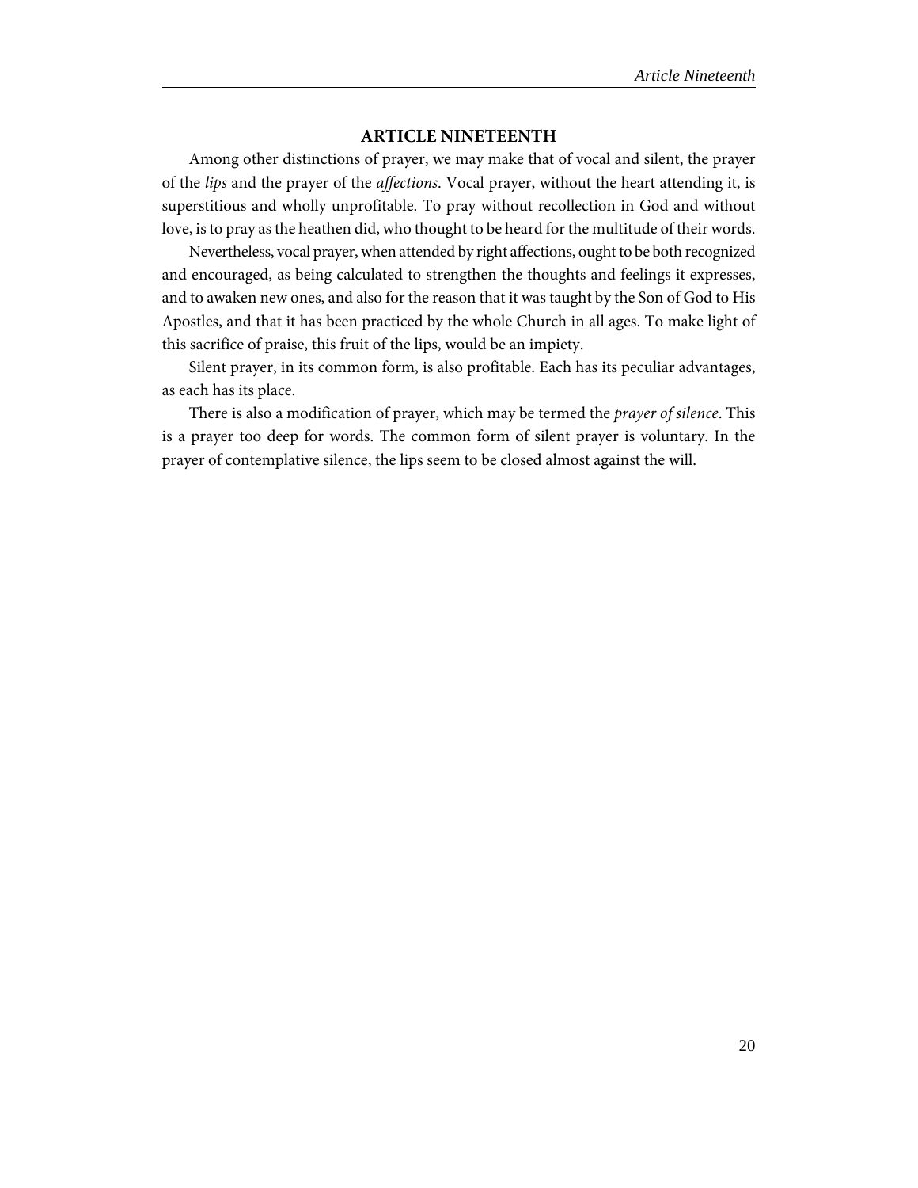## ARTICLE NINETEENTH

Among other distinctions of prayer, we may make that of vocal and silent, the prayer of the *lips* and the prayer of the *affections*. Vocal prayer, without the heart attending it, is superstitious and wholly unprofitable. To pray without recollection in God and without love, is to pray as the heathen did, who thought to be heard for the multitude of their words.

Nevertheless, vocal prayer, when attended by right affections, ought to be both recognized and encouraged, as being calculated to strengthen the thoughts and feelings it expresses, and to awaken new ones, and also for the reason that it was taught by the Son of God to His Apostles, and that it has been practiced by the whole Church in all ages. To make light of this sacrifice of praise, this fruit of the lips, would be an impiety.

Silent prayer, in its common form, is also profitable. Each has its peculiar advantages, as each has its place.

There is also a modification of prayer, which may be termed the *prayer of silence*. This is a prayer too deep for words. The common form of silent prayer is voluntary. In the prayer of contemplative silence, the lips seem to be closed almost against the will.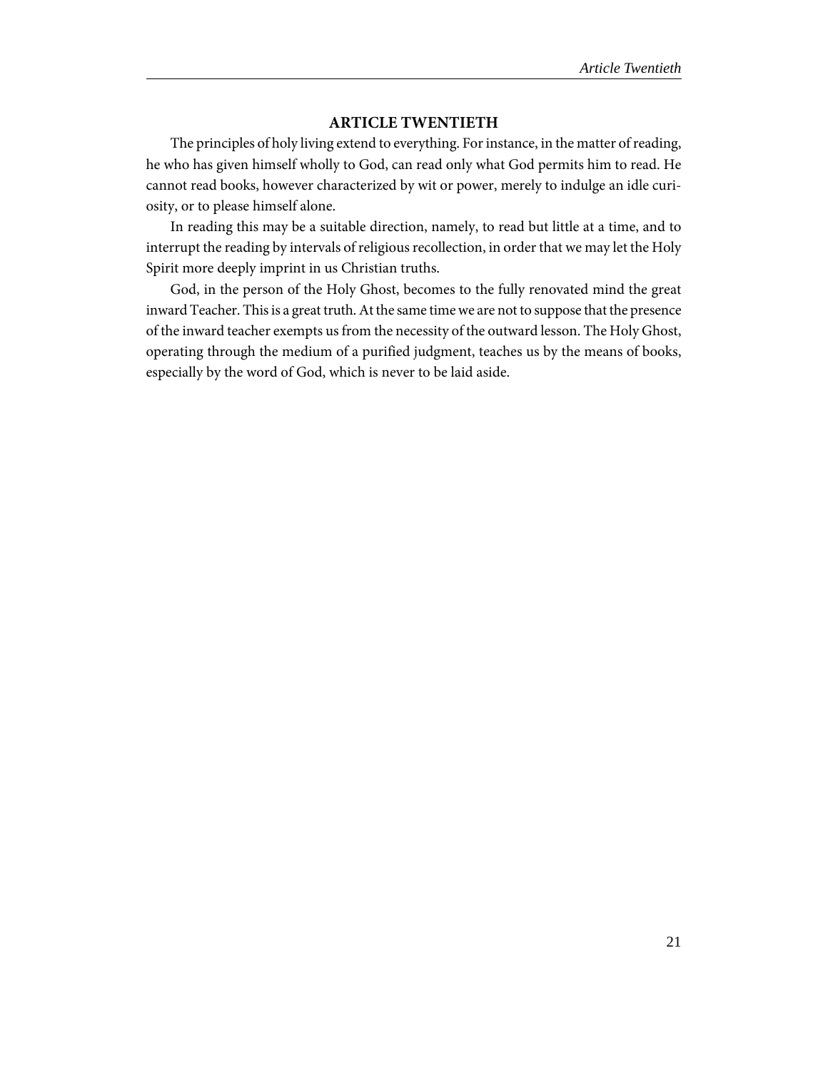## ARTICLE TWENTIETH

The principles of holy living extend to everything. For instance, in the matter of reading, he who has given himself wholly to God, can read only what God permits him to read. He cannot read books, however characterized by wit or power, merely to indulge an idle curiosity, or to please himself alone.

In reading this may be a suitable direction, namely, to read but little at a time, and to interrupt the reading by intervals of religious recollection, in order that we may let the Holy Spirit more deeply imprint in us Christian truths.

God, in the person of the Holy Ghost, becomes to the fully renovated mind the great inward Teacher. This is a great truth. At the same time we are not to suppose that the presence of the inward teacher exempts us from the necessity of the outward lesson. The Holy Ghost, operating through the medium of a purified judgment, teaches us by the means of books, especially by the word of God, which is never to be laid aside.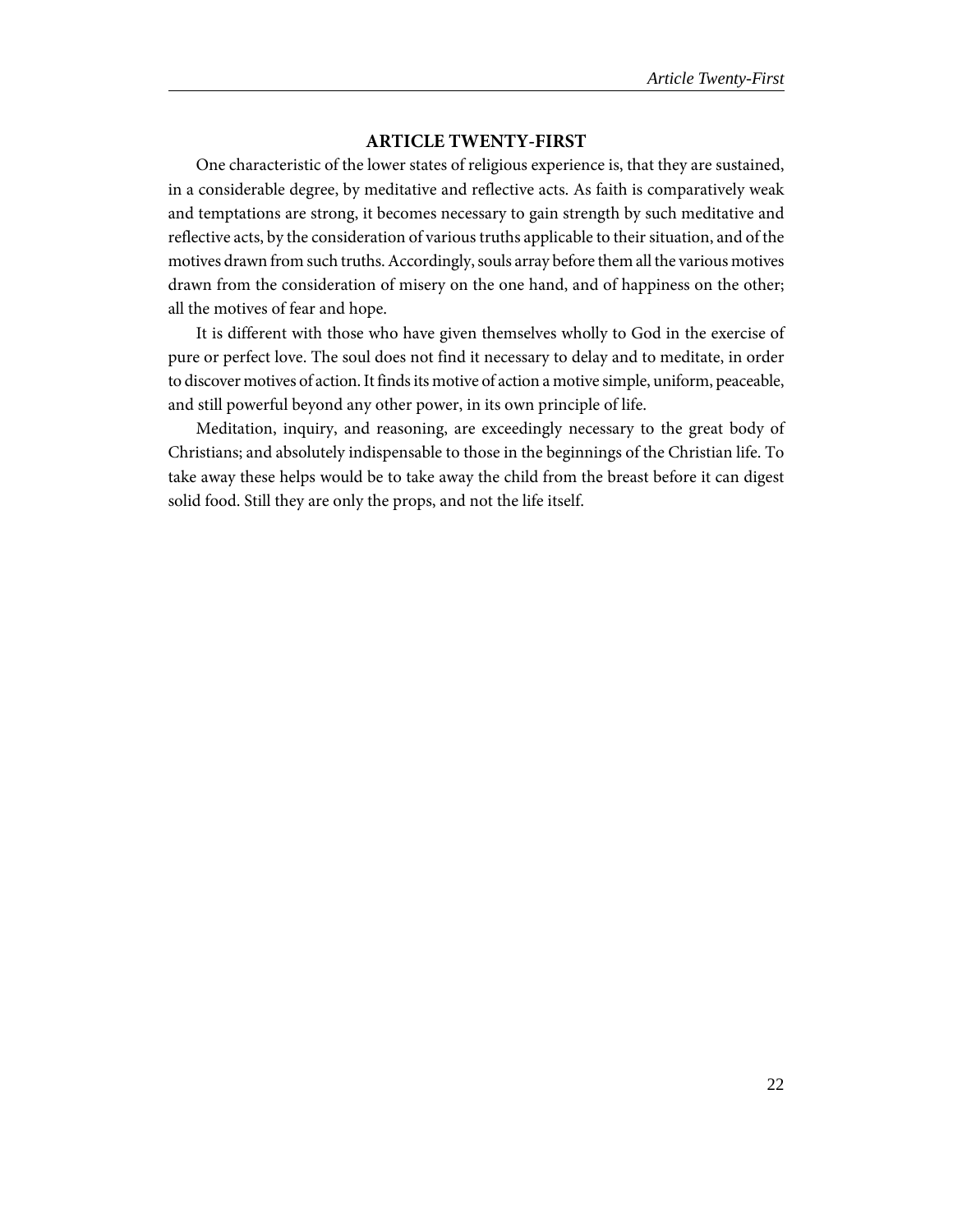## ARTICLE TWENTY-FIRST

One characteristic of the lower states of religious experience is, that they are sustained, in a considerable degree, by meditative and reflective acts. As faith is comparatively weak and temptations are strong, it becomes necessary to gain strength by such meditative and reflective acts, by the consideration of various truths applicable to their situation, and of the motives drawn from such truths. Accordingly, souls array before them all the various motives drawn from the consideration of misery on the one hand, and of happiness on the other; all the motives of fear and hope.

It is different with those who have given themselves wholly to God in the exercise of pure or perfect love. The soul does not find it necessary to delay and to meditate, in order to discover motives of action. It finds its motive of action a motive simple, uniform, peaceable, and still powerful beyond any other power, in its own principle of life.

Meditation, inquiry, and reasoning, are exceedingly necessary to the great body of Christians; and absolutely indispensable to those in the beginnings of the Christian life. To take away these helps would be to take away the child from the breast before it can digest solid food. Still they are only the props, and not the life itself.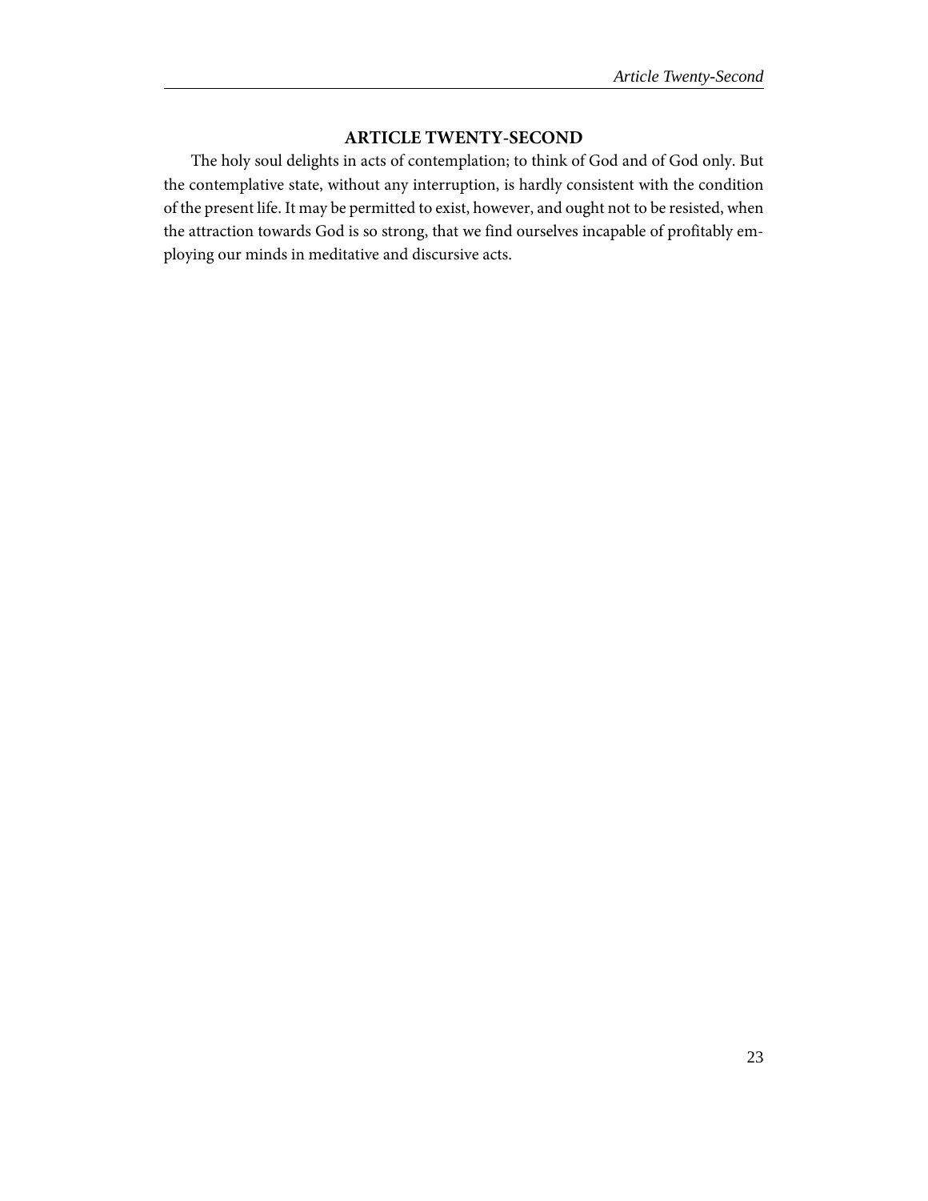## ARTICLE TWENTY-SECOND

The holy soul delights in acts of contemplation; to think of God and of God only. But the contemplative state, without any interruption, is hardly consistent with the condition of the present life. It may be permitted to exist, however, and ought not to be resisted, when the attraction towards God is so strong, that we find ourselves incapable of profitably employing our minds in meditative and discursive acts.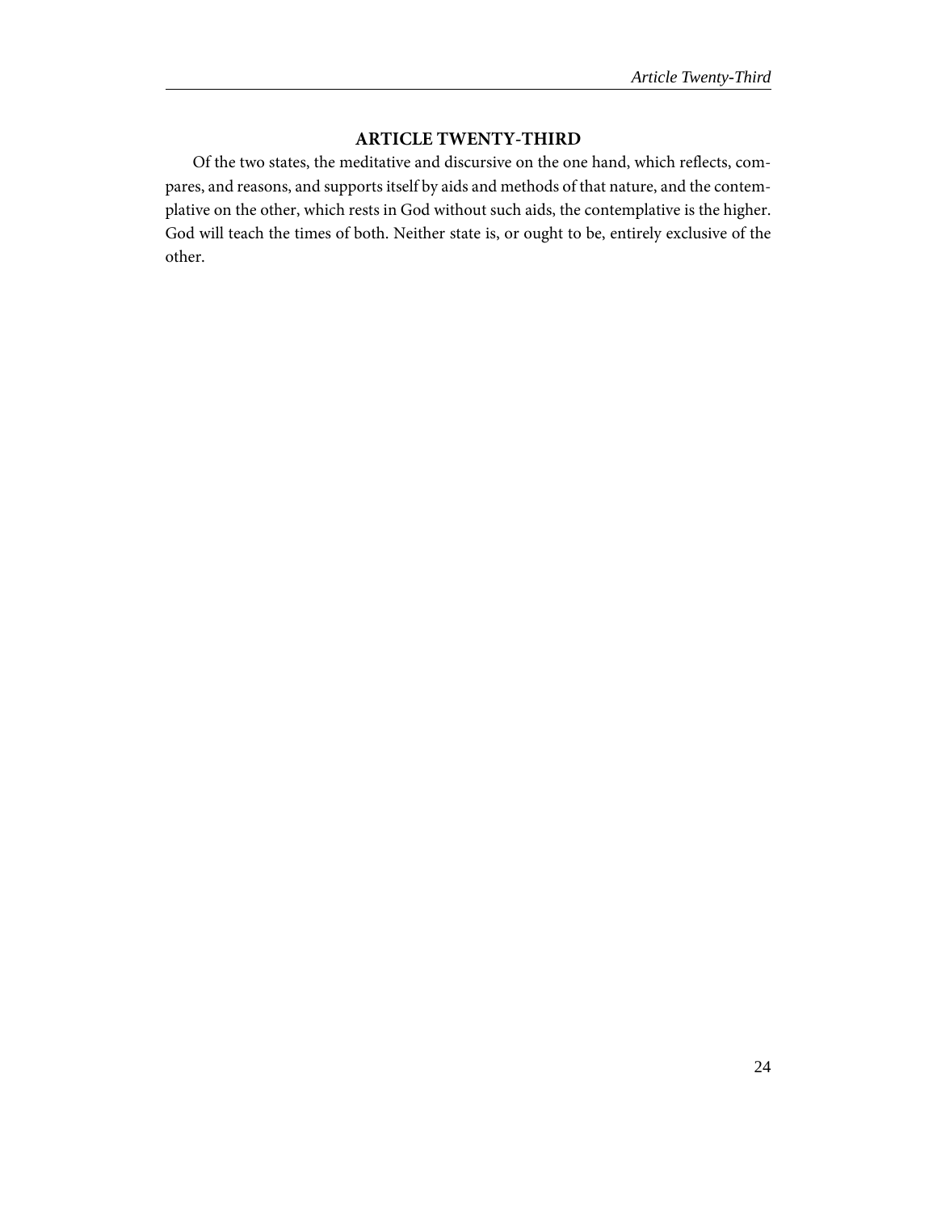## ARTICLE TWENTY-THIRD

Of the two states, the meditative and discursive on the one hand, which reflects, compares, and reasons, and supports itself by aids and methods of that nature, and the contemplative on the other, which rests in God without such aids, the contemplative is the higher. God will teach the times of both. Neither state is, or ought to be, entirely exclusive of the other.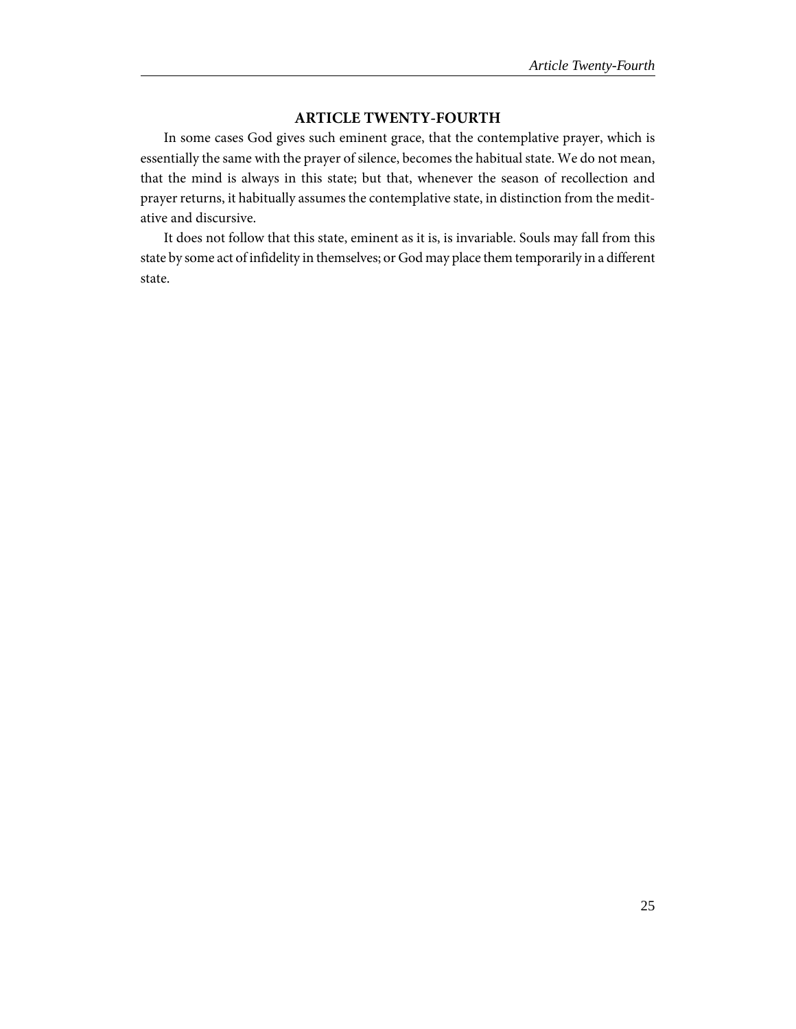## ARTICLE TWENTY-FOURTH

In some cases God gives such eminent grace, that the contemplative prayer, which is essentially the same with the prayer of silence, becomes the habitual state. We do not mean, that the mind is always in this state; but that, whenever the season of recollection and prayer returns, it habitually assumes the contemplative state, in distinction from the meditative and discursive.

It does not follow that this state, eminent as it is, is invariable. Souls may fall from this state by some act of infidelity in themselves; or God may place them temporarily in a different state.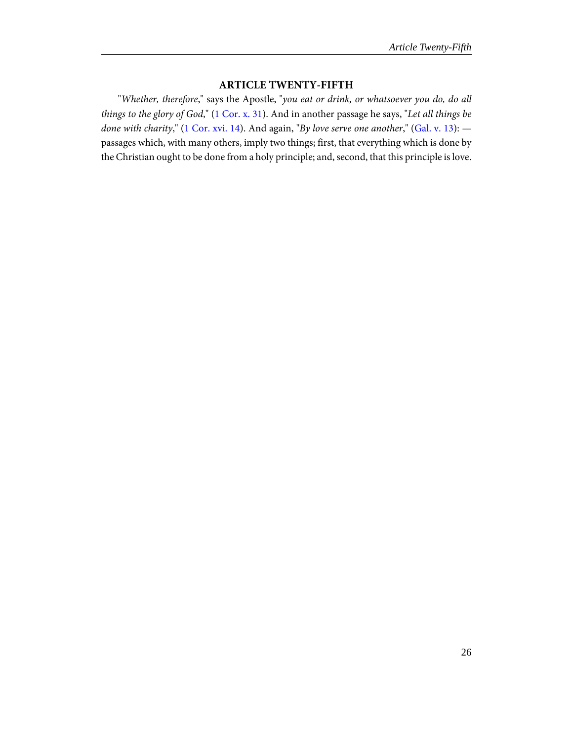## ARTICLE TWENTY-FIFTH

"*Whether, therefore*," says the Apostle, "*you eat or drink, or whatsoever you do, do all things to the glory of God*," (1 Cor. x. 31). And in another passage he says, "*Let all things be done with charity*," (1 Cor. xvi. 14). And again, "*By love serve one another*," (Gal. v. 13): — passages which, with many others, imply two things; first, that everything which is done by the Christian ought to be done from a holy principle; and, second, that this principle is love.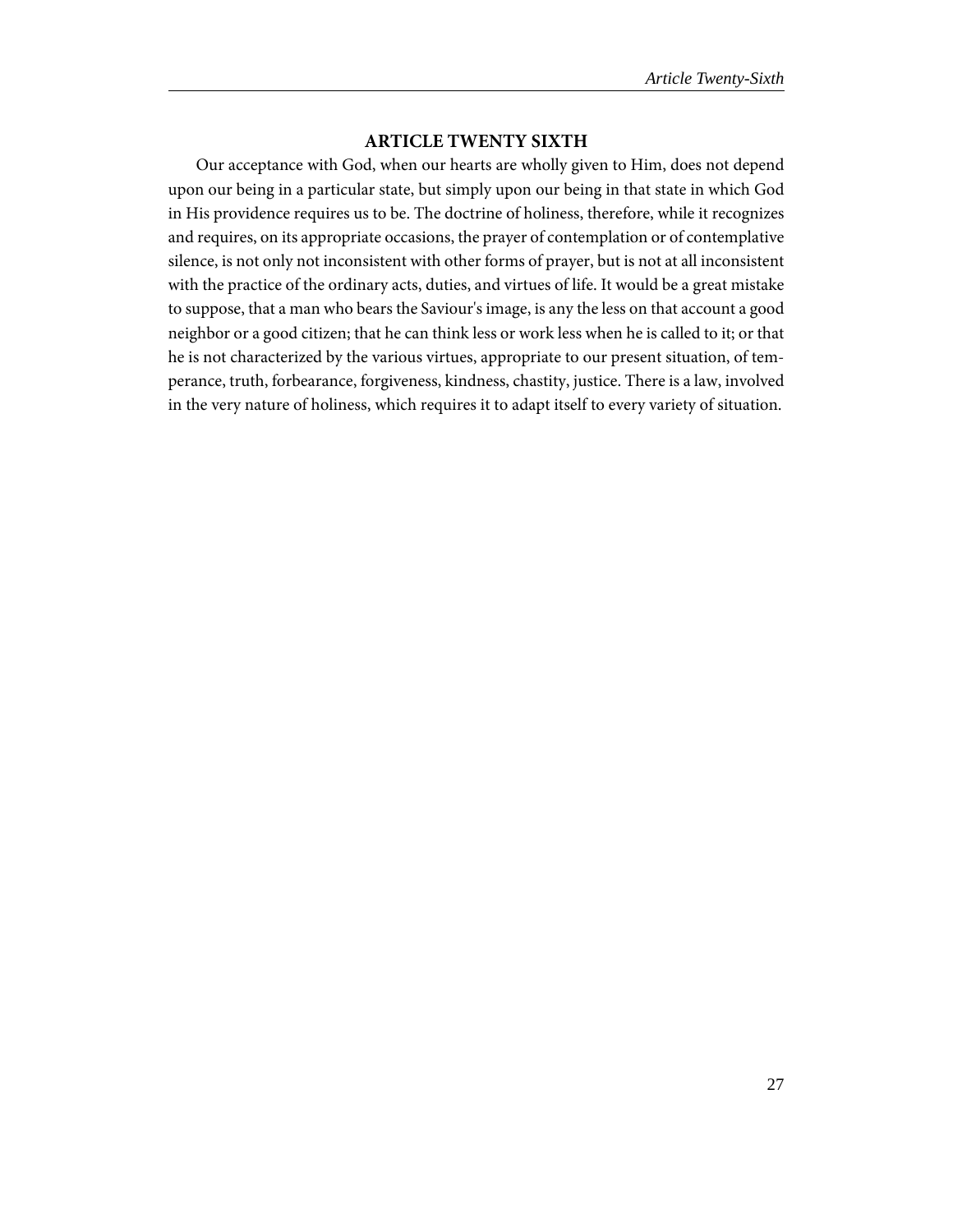## ARTICLE TWENTY SIXTH

Our acceptance with God, when our hearts are wholly given to Him, does not depend upon our being in a particular state, but simply upon our being in that state in which God in His providence requires us to be. The doctrine of holiness, therefore, while it recognizes and requires, on its appropriate occasions, the prayer of contemplation or of contemplative silence, is not only not inconsistent with other forms of prayer, but is not at all inconsistent with the practice of the ordinary acts, duties, and virtues of life. It would be a great mistake to suppose, that a man who bears the Saviour's image, is any the less on that account a good neighbor or a good citizen; that he can think less or work less when he is called to it; or that he is not characterized by the various virtues, appropriate to our present situation, of temperance, truth, forbearance, forgiveness, kindness, chastity, justice. There is a law, involved in the very nature of holiness, which requires it to adapt itself to every variety of situation.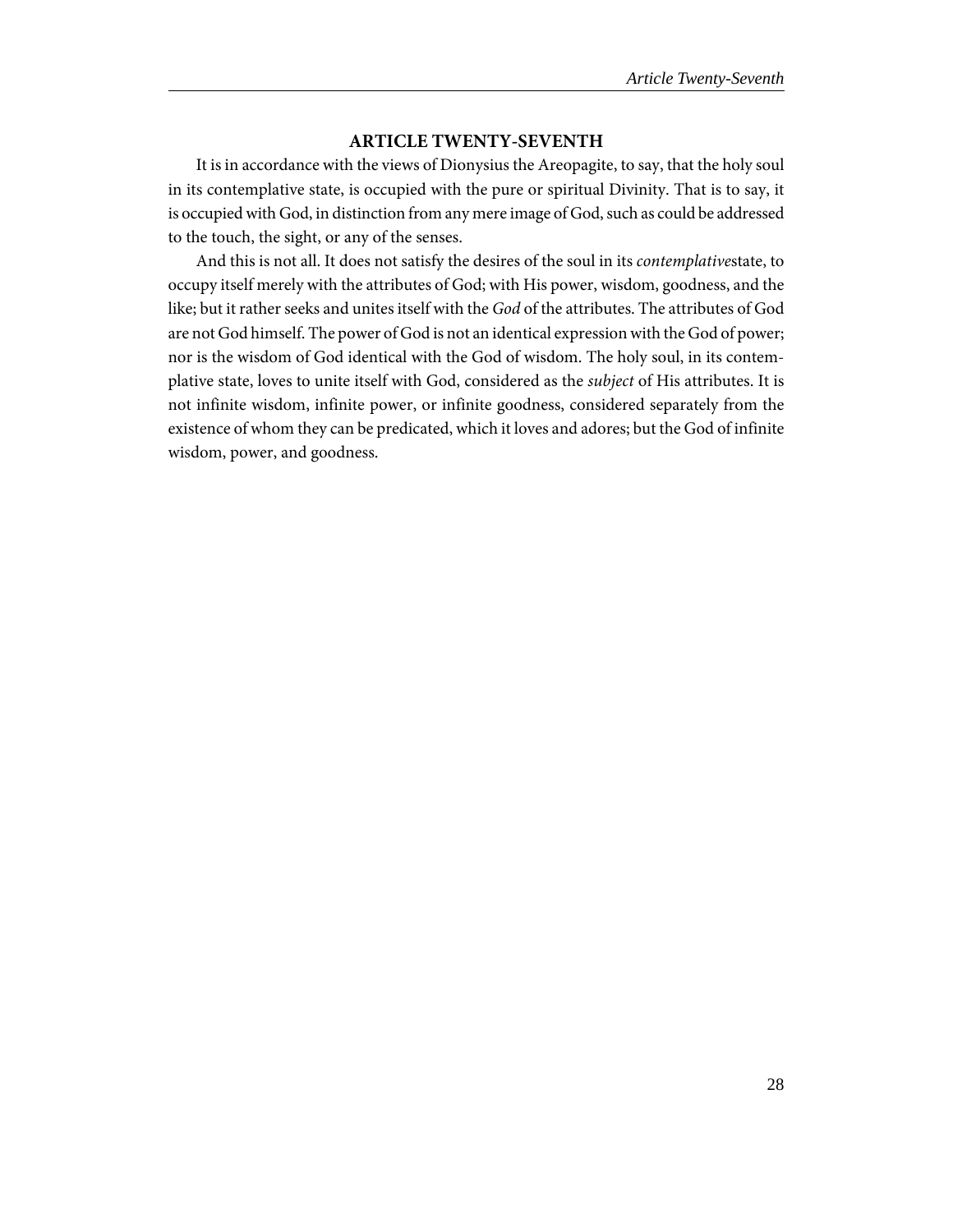## ARTICLE TWENTY-SEVENTH

It is in accordance with the views of Dionysius the Areopagite, to say, that the holy soul in its contemplative state, is occupied with the pure or spiritual Divinity. That is to say, it is occupied with God, in distinction from any mere image of God, such as could be addressed to the touch, the sight, or any of the senses.

And this is not all. It does not satisfy the desires of the soul in its *contemplative*state, to occupy itself merely with the attributes of God; with His power, wisdom, goodness, and the like; but it rather seeks and unites itself with the *God* of the attributes. The attributes of God are not God himself. The power of God is not an identical expression with the God of power; nor is the wisdom of God identical with the God of wisdom. The holy soul, in its contemplative state, loves to unite itself with God, considered as the *subject* of His attributes. It is not infinite wisdom, infinite power, or infinite goodness, considered separately from the existence of whom they can be predicated, which it loves and adores; but the God of infinite wisdom, power, and goodness.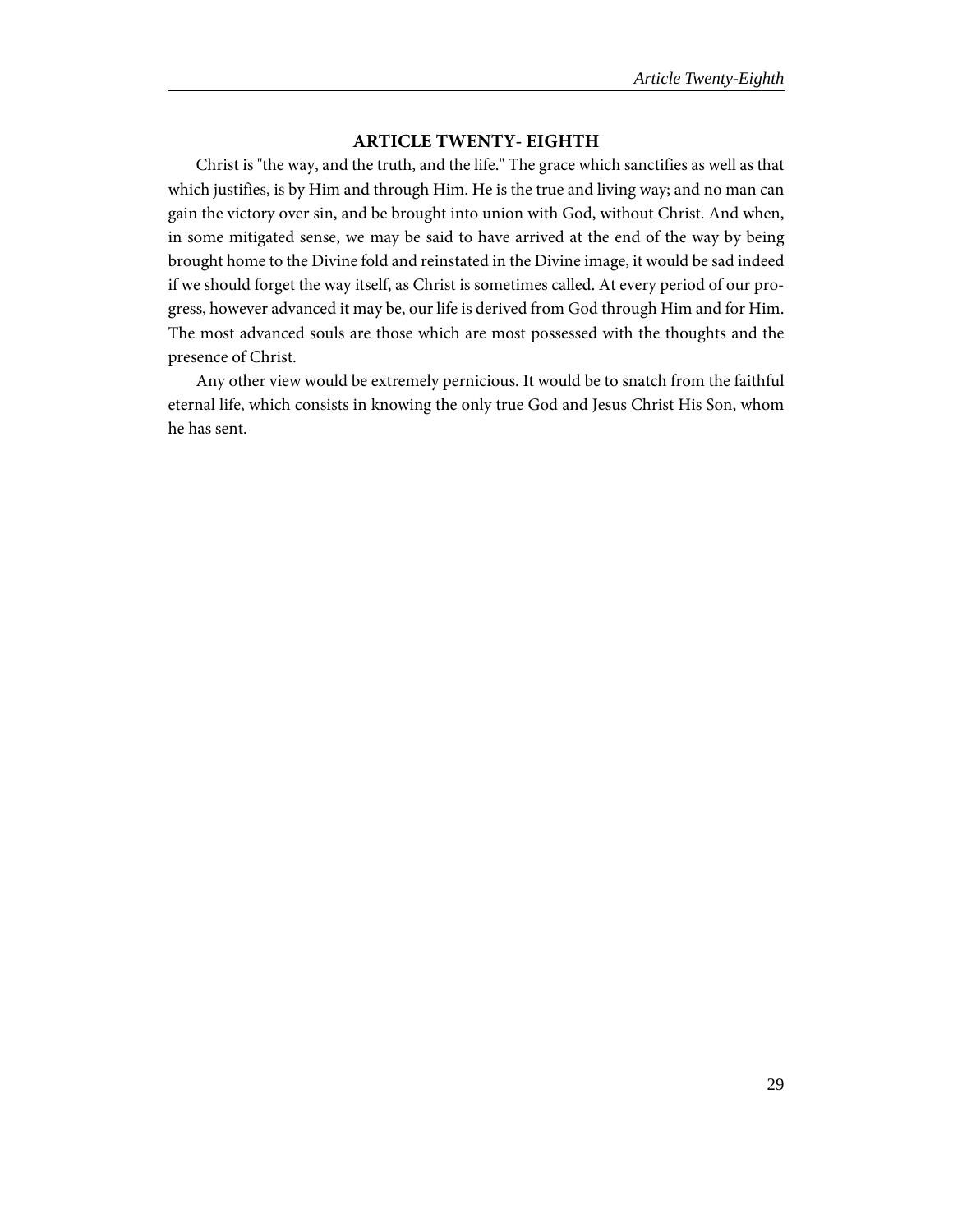## ARTICLE TWENTY- EIGHTH

Christ is "the way, and the truth, and the life." The grace which sanctifies as well as that which justifies, is by Him and through Him. He is the true and living way; and no man can gain the victory over sin, and be brought into union with God, without Christ. And when, in some mitigated sense, we may be said to have arrived at the end of the way by being brought home to the Divine fold and reinstated in the Divine image, it would be sad indeed if we should forget the way itself, as Christ is sometimes called. At every period of our progress, however advanced it may be, our life is derived from God through Him and for Him. The most advanced souls are those which are most possessed with the thoughts and the presence of Christ.

Any other view would be extremely pernicious. It would be to snatch from the faithful eternal life, which consists in knowing the only true God and Jesus Christ His Son, whom he has sent.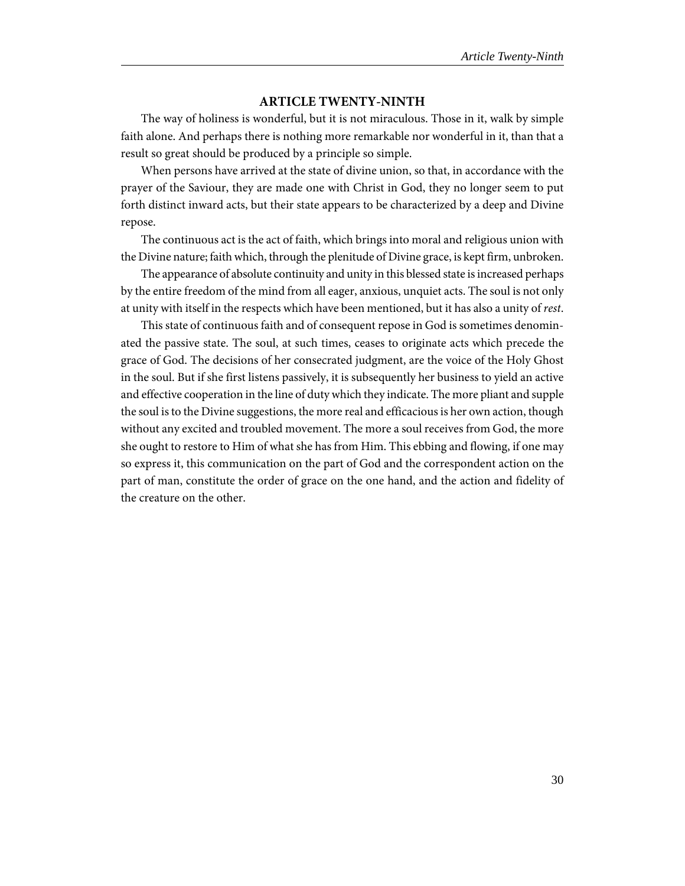## ARTICLE TWENTY-NINTH

The way of holiness is wonderful, but it is not miraculous. Those in it, walk by simple faith alone. And perhaps there is nothing more remarkable nor wonderful in it, than that a result so great should be produced by a principle so simple.

When persons have arrived at the state of divine union, so that, in accordance with the prayer of the Saviour, they are made one with Christ in God, they no longer seem to put forth distinct inward acts, but their state appears to be characterized by a deep and Divine repose.

The continuous act is the act of faith, which brings into moral and religious union with the Divine nature; faith which, through the plenitude of Divine grace, is kept firm, unbroken.

The appearance of absolute continuity and unity in this blessed state is increased perhaps by the entire freedom of the mind from all eager, anxious, unquiet acts. The soul is not only at unity with itself in the respects which have been mentioned, but it has also a unity of *rest*.

This state of continuous faith and of consequent repose in God is sometimes denominated the passive state. The soul, at such times, ceases to originate acts which precede the grace of God. The decisions of her consecrated judgment, are the voice of the Holy Ghost in the soul. But if she first listens passively, it is subsequently her business to yield an active and effective cooperation in the line of duty which they indicate. The more pliant and supple the soul is to the Divine suggestions, the more real and efficacious is her own action, though without any excited and troubled movement. The more a soul receives from God, the more she ought to restore to Him of what she has from Him. This ebbing and flowing, if one may so express it, this communication on the part of God and the correspondent action on the part of man, constitute the order of grace on the one hand, and the action and fidelity of the creature on the other.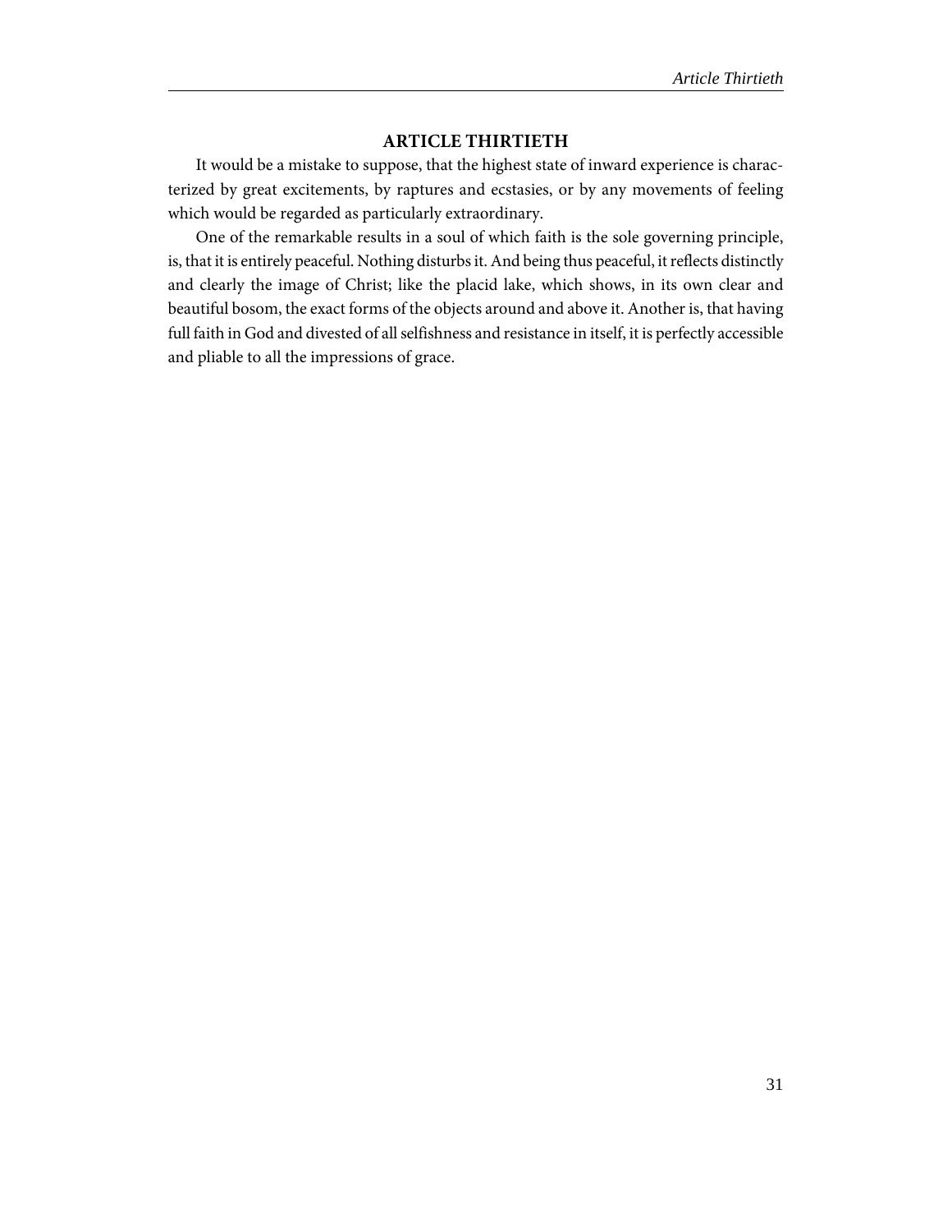## ARTICLE THIRTIETH

It would be a mistake to suppose, that the highest state of inward experience is characterized by great excitements, by raptures and ecstasies, or by any movements of feeling which would be regarded as particularly extraordinary.

One of the remarkable results in a soul of which faith is the sole governing principle, is, that it is entirely peaceful. Nothing disturbs it. And being thus peaceful, it reflects distinctly and clearly the image of Christ; like the placid lake, which shows, in its own clear and beautiful bosom, the exact forms of the objects around and above it. Another is, that having full faith in God and divested of all selfishness and resistance in itself, it is perfectly accessible and pliable to all the impressions of grace.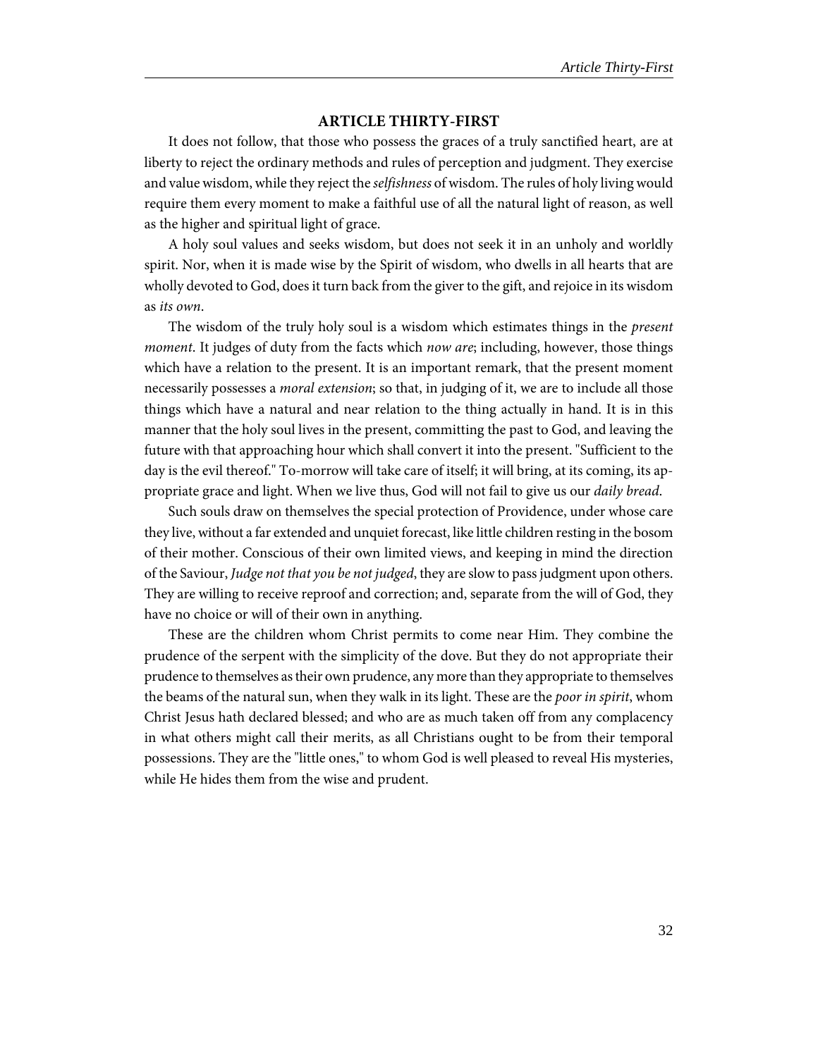## ARTICLE THIRTY-FIRST

It does not follow, that those who possess the graces of a truly sanctified heart, are at liberty to reject the ordinary methods and rules of perception and judgment. They exercise and value wisdom, while they reject the *selfishness* of wisdom. The rules of holy living would require them every moment to make a faithful use of all the natural light of reason, as well as the higher and spiritual light of grace.

A holy soul values and seeks wisdom, but does not seek it in an unholy and worldly spirit. Nor, when it is made wise by the Spirit of wisdom, who dwells in all hearts that are wholly devoted to God, does it turn back from the giver to the gift, and rejoice in its wisdom as *its own*.

The wisdom of the truly holy soul is a wisdom which estimates things in the *present moment*. It judges of duty from the facts which *now are*; including, however, those things which have a relation to the present. It is an important remark, that the present moment necessarily possesses a *moral extension*; so that, in judging of it, we are to include all those things which have a natural and near relation to the thing actually in hand. It is in this manner that the holy soul lives in the present, committing the past to God, and leaving the future with that approaching hour which shall convert it into the present. "Sufficient to the day is the evil thereof." To-morrow will take care of itself; it will bring, at its coming, its appropriate grace and light. When we live thus, God will not fail to give us our *daily bread*.

Such souls draw on themselves the special protection of Providence, under whose care they live, without a far extended and unquiet forecast, like little children resting in the bosom of their mother. Conscious of their own limited views, and keeping in mind the direction of the Saviour, *Judge not that you be not judged*, they are slow to pass judgment upon others. They are willing to receive reproof and correction; and, separate from the will of God, they have no choice or will of their own in anything.

These are the children whom Christ permits to come near Him. They combine the prudence of the serpent with the simplicity of the dove. But they do not appropriate their prudence to themselves as their own prudence, any more than they appropriate to themselves the beams of the natural sun, when they walk in its light. These are the *poor in spirit*, whom Christ Jesus hath declared blessed; and who are as much taken off from any complacency in what others might call their merits, as all Christians ought to be from their temporal possessions. They are the "little ones," to whom God is well pleased to reveal His mysteries, while He hides them from the wise and prudent.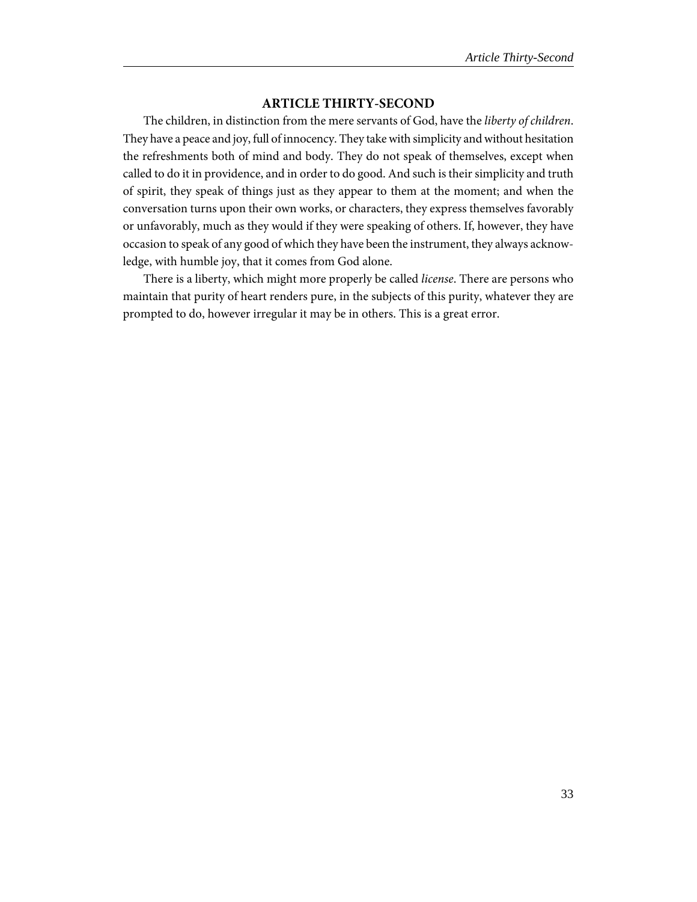## ARTICLE THIRTY-SECOND

The children, in distinction from the mere servants of God, have the *liberty of children*. They have a peace and joy, full of innocency. They take with simplicity and without hesitation the refreshments both of mind and body. They do not speak of themselves, except when called to do it in providence, and in order to do good. And such is their simplicity and truth of spirit, they speak of things just as they appear to them at the moment; and when the conversation turns upon their own works, or characters, they express themselves favorably or unfavorably, much as they would if they were speaking of others. If, however, they have occasion to speak of any good of which they have been the instrument, they always acknowledge, with humble joy, that it comes from God alone.

There is a liberty, which might more properly be called *license*. There are persons who maintain that purity of heart renders pure, in the subjects of this purity, whatever they are prompted to do, however irregular it may be in others. This is a great error.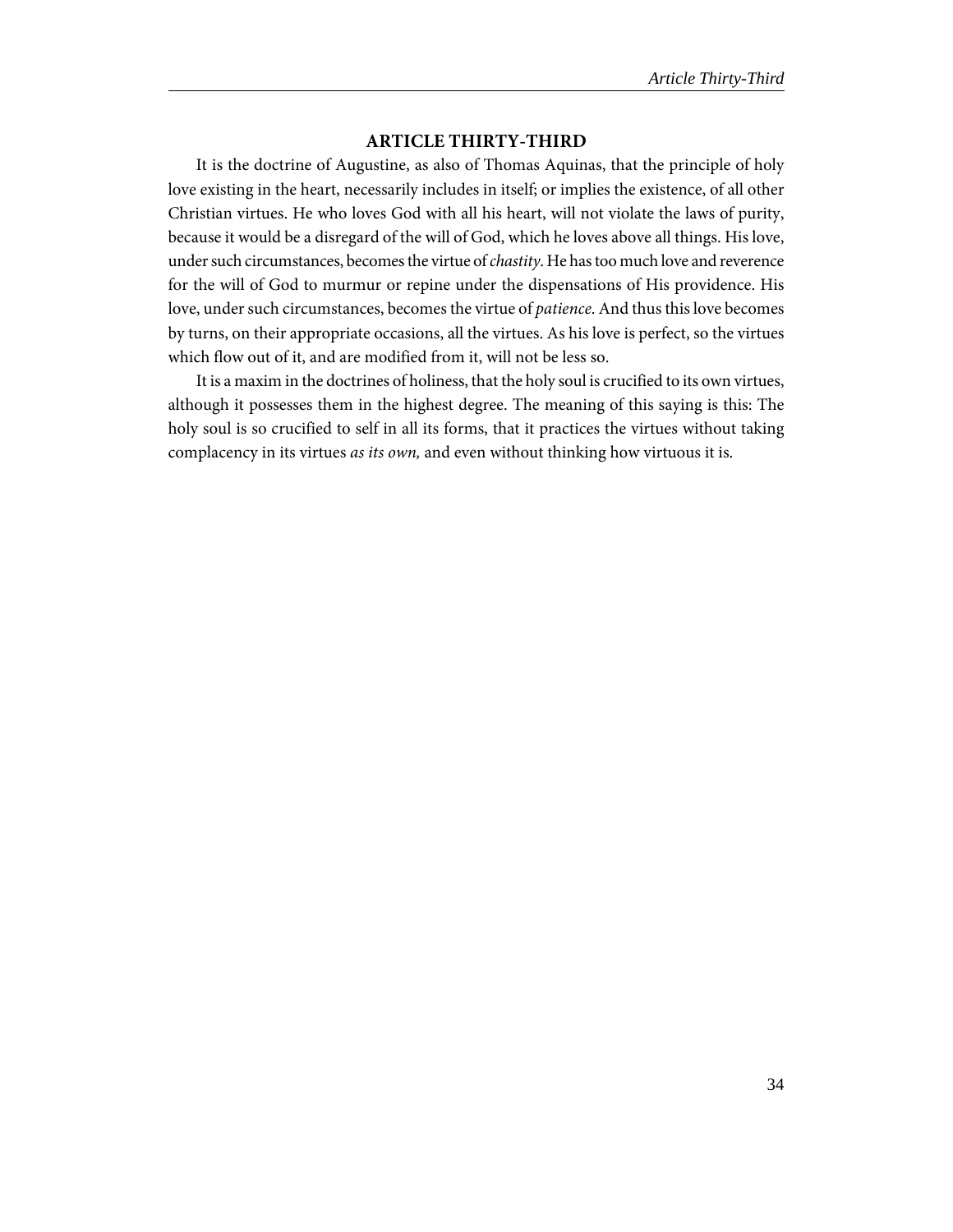## ARTICLE THIRTY-THIRD

It is the doctrine of Augustine, as also of Thomas Aquinas, that the principle of holy love existing in the heart, necessarily includes in itself; or implies the existence, of all other Christian virtues. He who loves God with all his heart, will not violate the laws of purity, because it would be a disregard of the will of God, which he loves above all things. His love, under such circumstances, becomes the virtue of *chastity*. He has too much love and reverence for the will of God to murmur or repine under the dispensations of His providence. His love, under such circumstances, becomes the virtue of *patience*. And thus this love becomes by turns, on their appropriate occasions, all the virtues. As his love is perfect, so the virtues which flow out of it, and are modified from it, will not be less so.

It is a maxim in the doctrines of holiness, that the holy soul is crucified to its own virtues, although it possesses them in the highest degree. The meaning of this saying is this: The holy soul is so crucified to self in all its forms, that it practices the virtues without taking complacency in its virtues *as its own,* and even without thinking how virtuous it is.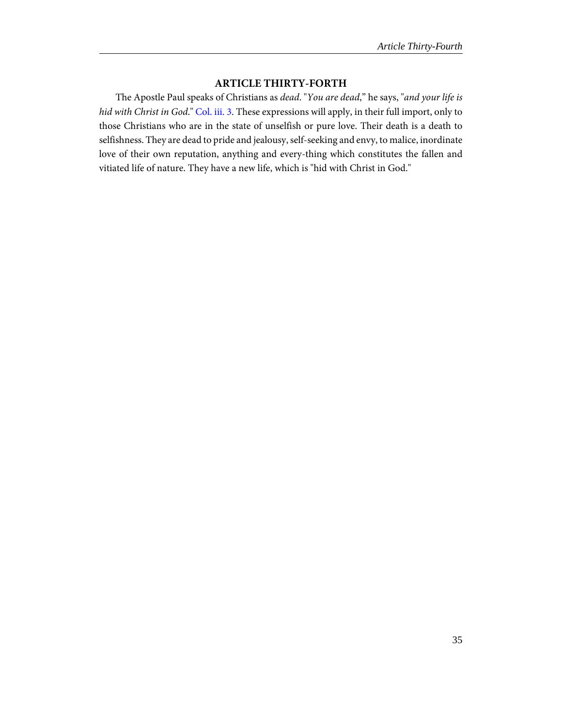## ARTICLE THIRTY-FORTH

The Apostle Paul speaks of Christians as *dead*. "*You are dead*," he says, "*and your life is hid with Christ in God*." Col. iii. 3. These expressions will apply, in their full import, only to those Christians who are in the state of unselfish or pure love. Their death is a death to selfishness. They are dead to pride and jealousy, self-seeking and envy, to malice, inordinate love of their own reputation, anything and every-thing which constitutes the fallen and vitiated life of nature. They have a new life, which is "hid with Christ in God."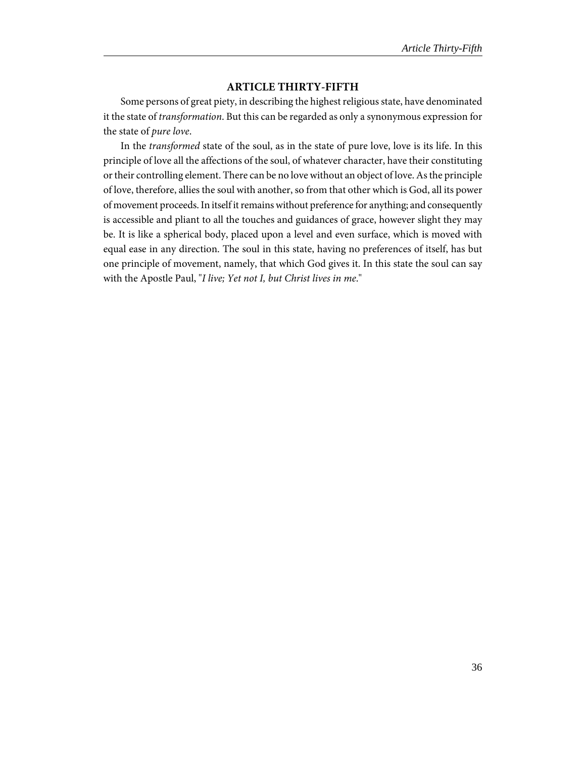## ARTICLE THIRTY-FIFTH

Some persons of great piety, in describing the highest religious state, have denominated it the state of *transformation*. But this can be regarded as only a synonymous expression for the state of *pure love*.

In the *transformed* state of the soul, as in the state of pure love, love is its life. In this principle of love all the affections of the soul, of whatever character, have their constituting or their controlling element. There can be no love without an object of love. As the principle of love, therefore, allies the soul with another, so from that other which is God, all its power of movement proceeds. In itself it remains without preference for anything; and consequently is accessible and pliant to all the touches and guidances of grace, however slight they may be. It is like a spherical body, placed upon a level and even surface, which is moved with equal ease in any direction. The soul in this state, having no preferences of itself, has but one principle of movement, namely, that which God gives it. In this state the soul can say with the Apostle Paul, "*I live; Yet not I, but Christ lives in me*."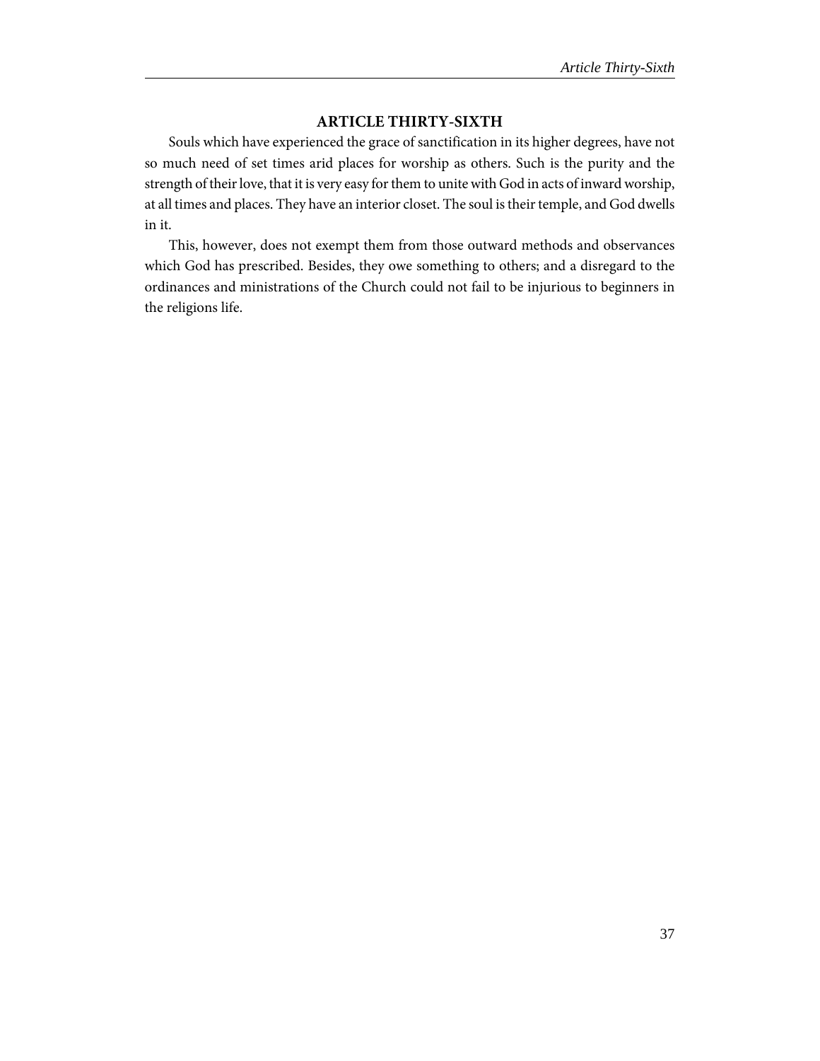## ARTICLE THIRTY-SIXTH

Souls which have experienced the grace of sanctification in its higher degrees, have not so much need of set times arid places for worship as others. Such is the purity and the strength of their love, that it is very easy for them to unite with God in acts of inward worship, at all times and places. They have an interior closet. The soul is their temple, and God dwells in it.

This, however, does not exempt them from those outward methods and observances which God has prescribed. Besides, they owe something to others; and a disregard to the ordinances and ministrations of the Church could not fail to be injurious to beginners in the religions life.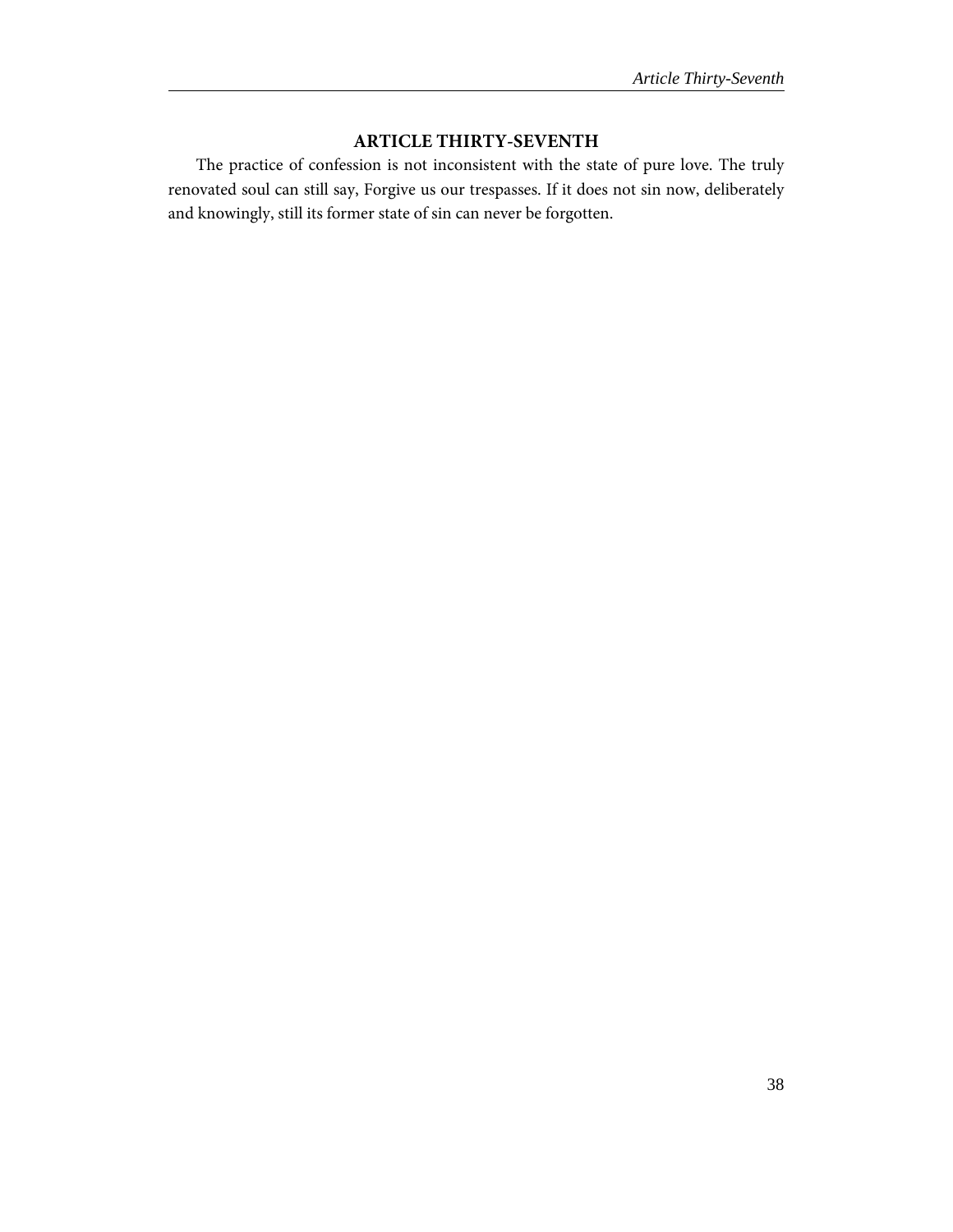## ARTICLE THIRTY-SEVENTH

The practice of confession is not inconsistent with the state of pure love. The truly renovated soul can still say, Forgive us our trespasses. If it does not sin now, deliberately and knowingly, still its former state of sin can never be forgotten.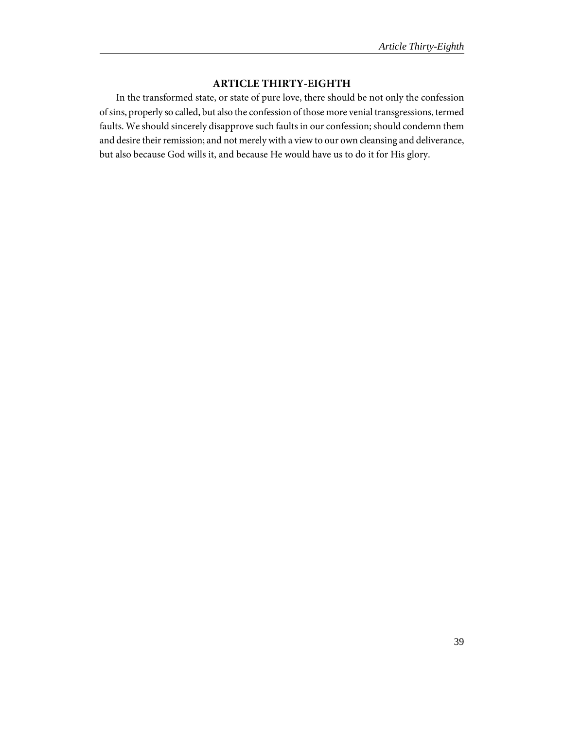## ARTICLE THIRTY-EIGHTH

In the transformed state, or state of pure love, there should be not only the confession of sins, properly so called, but also the confession of those more venial transgressions, termed faults. We should sincerely disapprove such faults in our confession; should condemn them and desire their remission; and not merely with a view to our own cleansing and deliverance, but also because God wills it, and because He would have us to do it for His glory.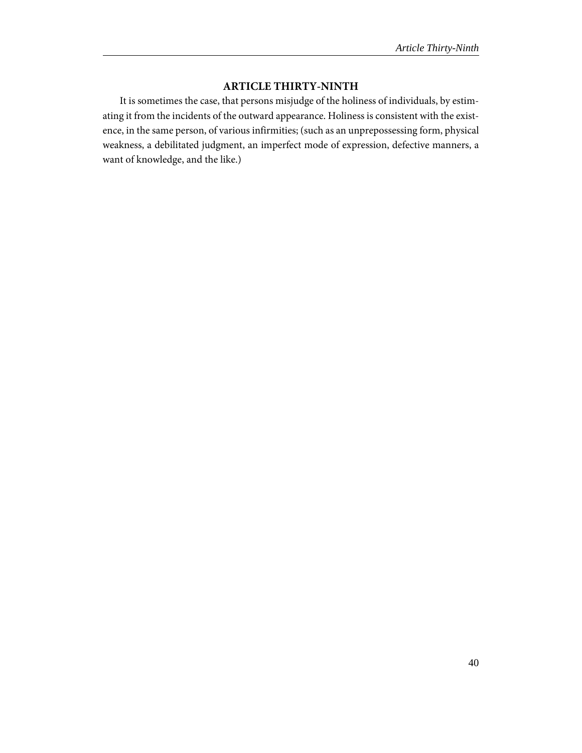## ARTICLE THIRTY-NINTH

It is sometimes the case, that persons misjudge of the holiness of individuals, by estimating it from the incidents of the outward appearance. Holiness is consistent with the existence, in the same person, of various infirmities; (such as an unprepossessing form, physical weakness, a debilitated judgment, an imperfect mode of expression, defective manners, a want of knowledge, and the like.)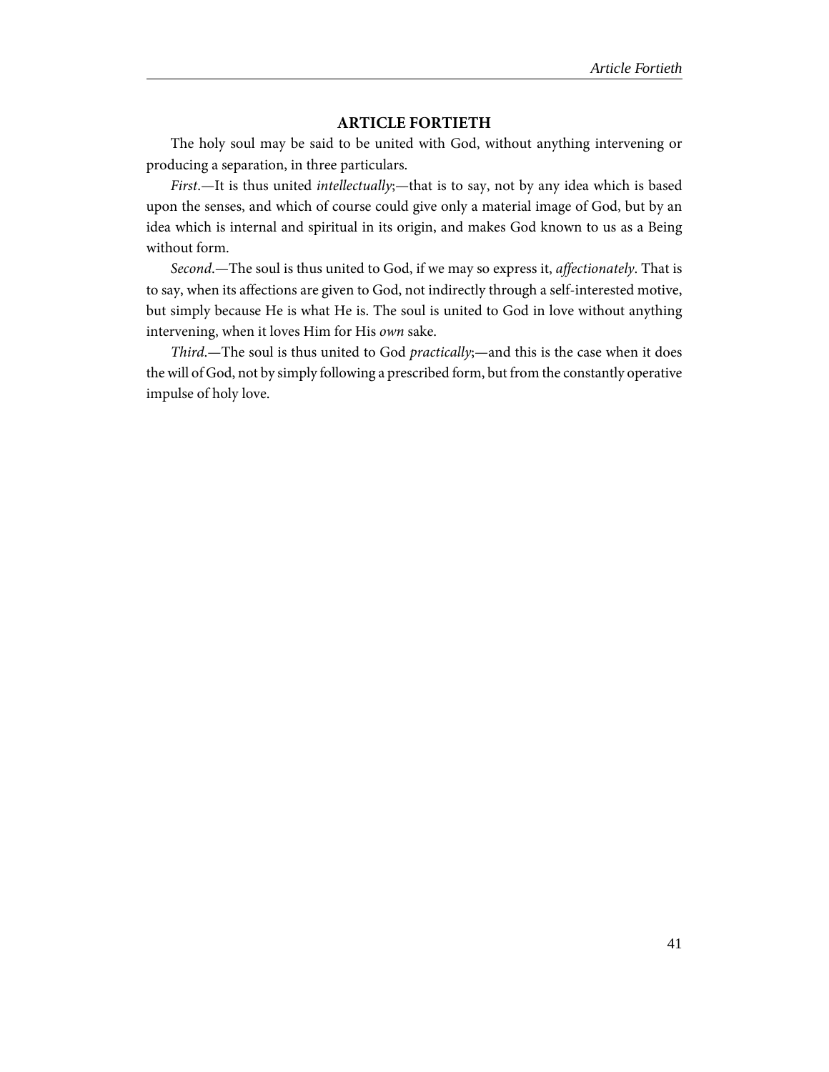## ARTICLE FORTIETH

The holy soul may be said to be united with God, without anything intervening or producing a separation, in three particulars.

*First*.—It is thus united *intellectually*;—that is to say, not by any idea which is based upon the senses, and which of course could give only a material image of God, but by an idea which is internal and spiritual in its origin, and makes God known to us as a Being without form.

*Second*.—The soul is thus united to God, if we may so express it, *affectionately*. That is to say, when its affections are given to God, not indirectly through a self-interested motive, but simply because He is what He is. The soul is united to God in love without anything intervening, when it loves Him for His *own* sake.

*Third*.—The soul is thus united to God *practically*;—and this is the case when it does the will of God, not by simply following a prescribed form, but from the constantly operative impulse of holy love.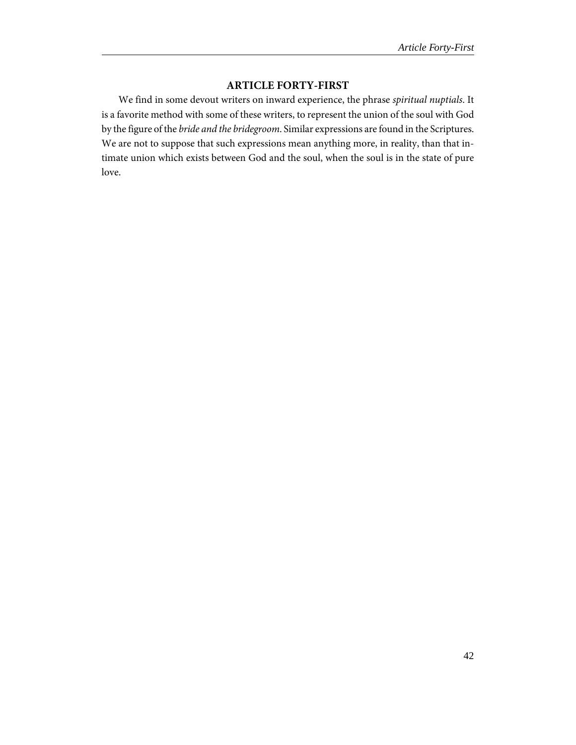## ARTICLE FORTY-FIRST

We find in some devout writers on inward experience, the phrase *spiritual nuptials*. It is a favorite method with some of these writers, to represent the union of the soul with God by the figure of the *bride and the bridegroom*. Similar expressions are found in the Scriptures. We are not to suppose that such expressions mean anything more, in reality, than that intimate union which exists between God and the soul, when the soul is in the state of pure love.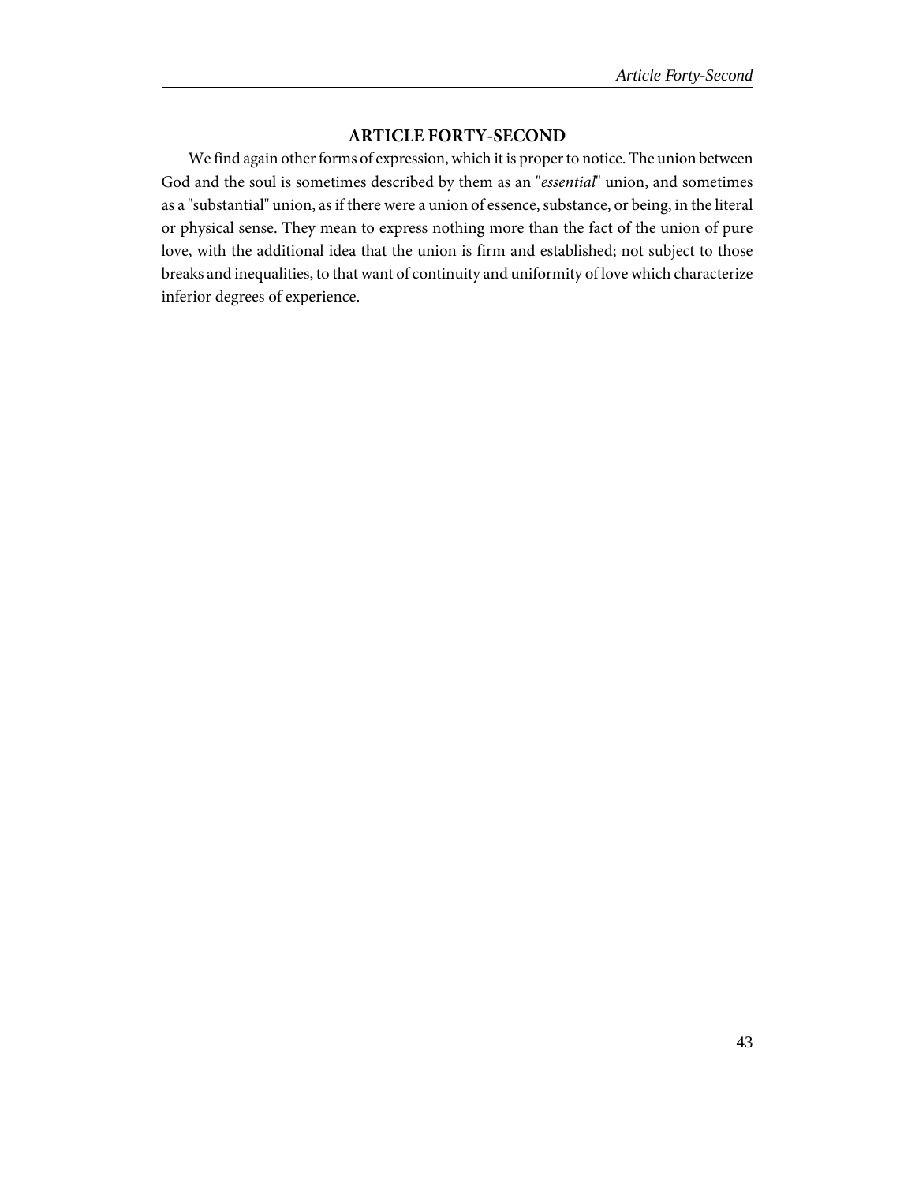## ARTICLE FORTY-SECOND

We find again other forms of expression, which it is proper to notice. The union between God and the soul is sometimes described by them as an "*essential*" union, and sometimes as a "substantial" union, as if there were a union of essence, substance, or being, in the literal or physical sense. They mean to express nothing more than the fact of the union of pure love, with the additional idea that the union is firm and established; not subject to those breaks and inequalities, to that want of continuity and uniformity of love which characterize inferior degrees of experience.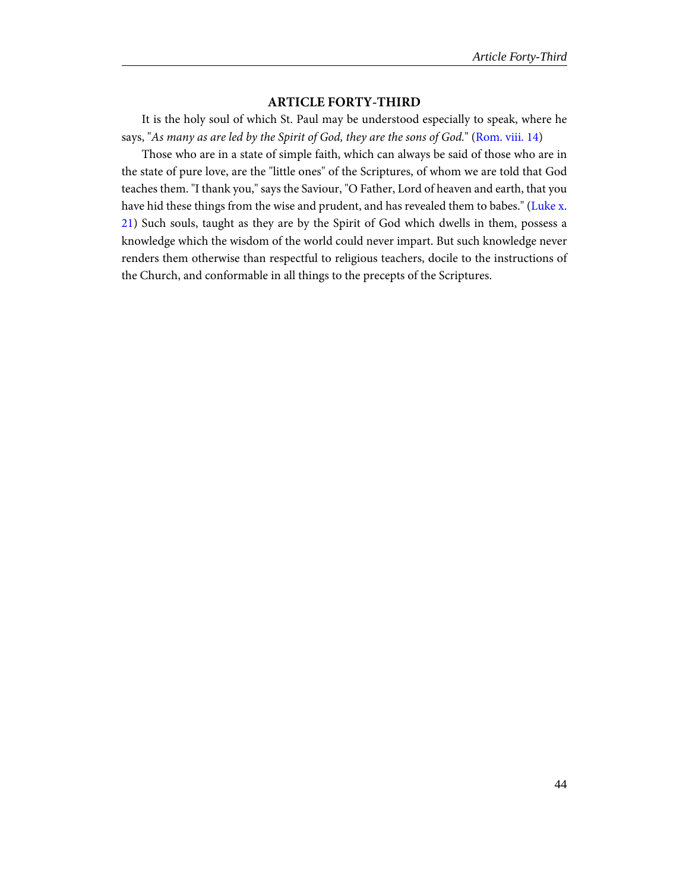## ARTICLE FORTY-THIRD

It is the holy soul of which St. Paul may be understood especially to speak, where he says, "*As many as are led by the Spirit of God, they are the sons of God.*" (Rom. viii. 14)

Those who are in a state of simple faith, which can always be said of those who are in the state of pure love, are the "little ones" of the Scriptures, of whom we are told that God teaches them. "I thank you," says the Saviour, "O Father, Lord of heaven and earth, that you have hid these things from the wise and prudent, and has revealed them to babes." (Luke x. 21) Such souls, taught as they are by the Spirit of God which dwells in them, possess a knowledge which the wisdom of the world could never impart. But such knowledge never renders them otherwise than respectful to religious teachers, docile to the instructions of the Church, and conformable in all things to the precepts of the Scriptures.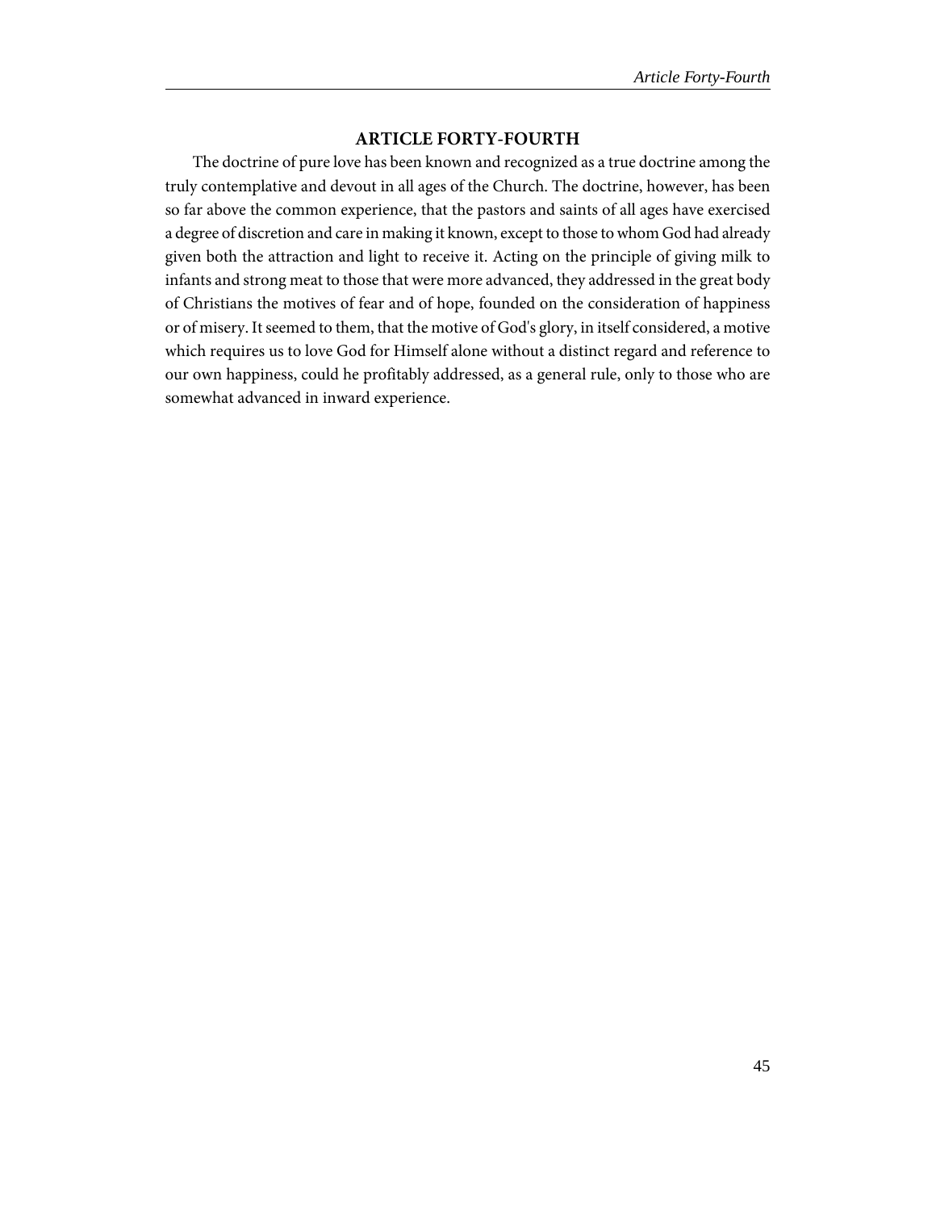## ARTICLE FORTY-FOURTH

The doctrine of pure love has been known and recognized as a true doctrine among the truly contemplative and devout in all ages of the Church. The doctrine, however, has been so far above the common experience, that the pastors and saints of all ages have exercised a degree of discretion and care in making it known, except to those to whom God had already given both the attraction and light to receive it. Acting on the principle of giving milk to infants and strong meat to those that were more advanced, they addressed in the great body of Christians the motives of fear and of hope, founded on the consideration of happiness or of misery. It seemed to them, that the motive of God's glory, in itself considered, a motive which requires us to love God for Himself alone without a distinct regard and reference to our own happiness, could he profitably addressed, as a general rule, only to those who are somewhat advanced in inward experience.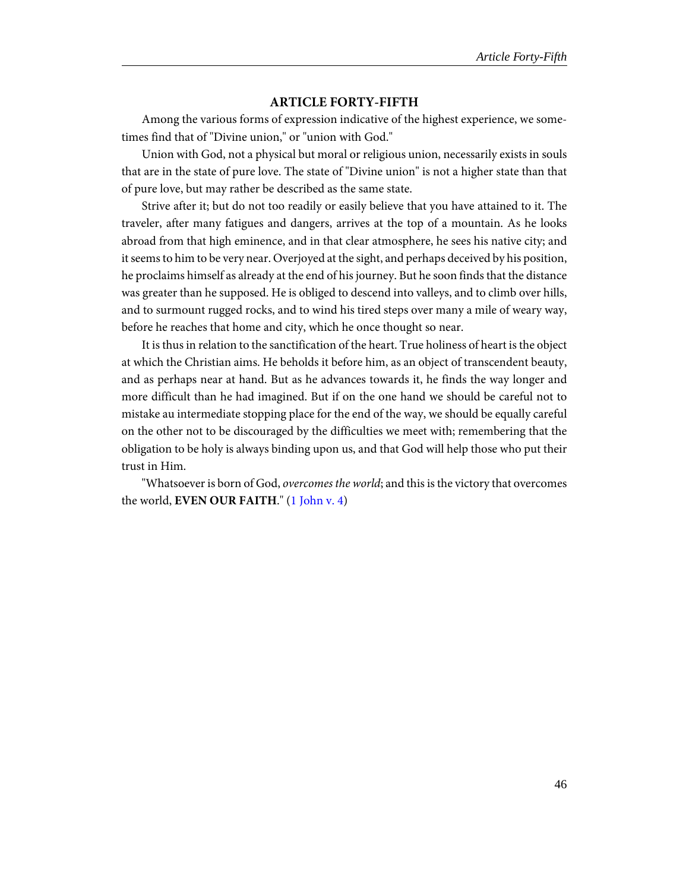## ARTICLE FORTY-FIFTH

Among the various forms of expression indicative of the highest experience, we sometimes find that of "Divine union," or "union with God."

Union with God, not a physical but moral or religious union, necessarily exists in souls that are in the state of pure love. The state of "Divine union" is not a higher state than that of pure love, but may rather be described as the same state.

Strive after it; but do not too readily or easily believe that you have attained to it. The traveler, after many fatigues and dangers, arrives at the top of a mountain. As he looks abroad from that high eminence, and in that clear atmosphere, he sees his native city; and it seems to him to be very near. Overjoyed at the sight, and perhaps deceived by his position, he proclaims himself as already at the end of his journey. But he soon finds that the distance was greater than he supposed. He is obliged to descend into valleys, and to climb over hills, and to surmount rugged rocks, and to wind his tired steps over many a mile of weary way, before he reaches that home and city, which he once thought so near.

It is thus in relation to the sanctification of the heart. True holiness of heart is the object at which the Christian aims. He beholds it before him, as an object of transcendent beauty, and as perhaps near at hand. But as he advances towards it, he finds the way longer and more difficult than he had imagined. But if on the one hand we should be careful not to mistake au intermediate stopping place for the end of the way, we should be equally careful on the other not to be discouraged by the difficulties we meet with; remembering that the obligation to be holy is always binding upon us, and that God will help those who put their trust in Him.

"Whatsoever is born of God, *overcomes the world*; and this is the victory that overcomes the world, **EVEN OUR FAITH**." (1 John v. 4)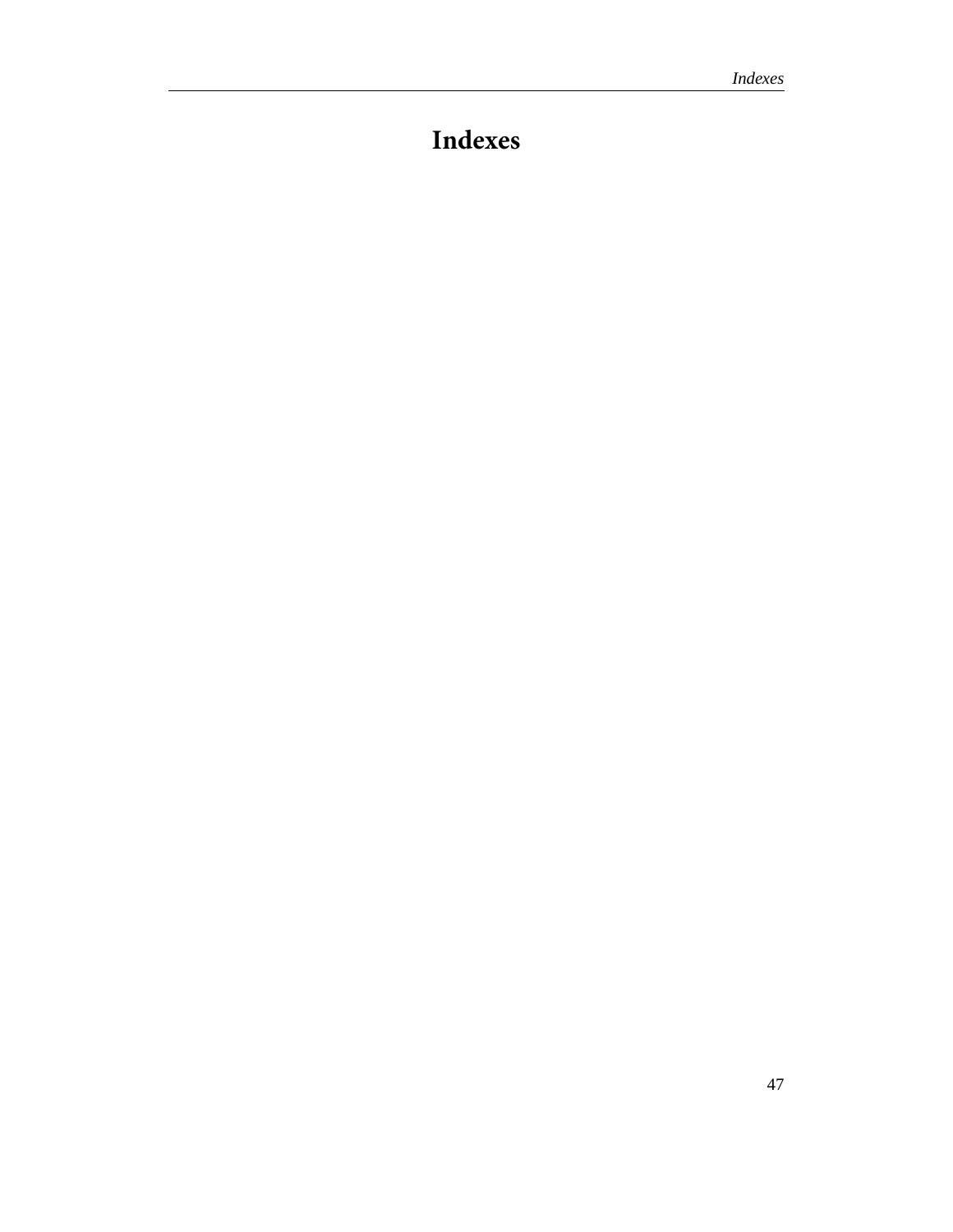# Indexes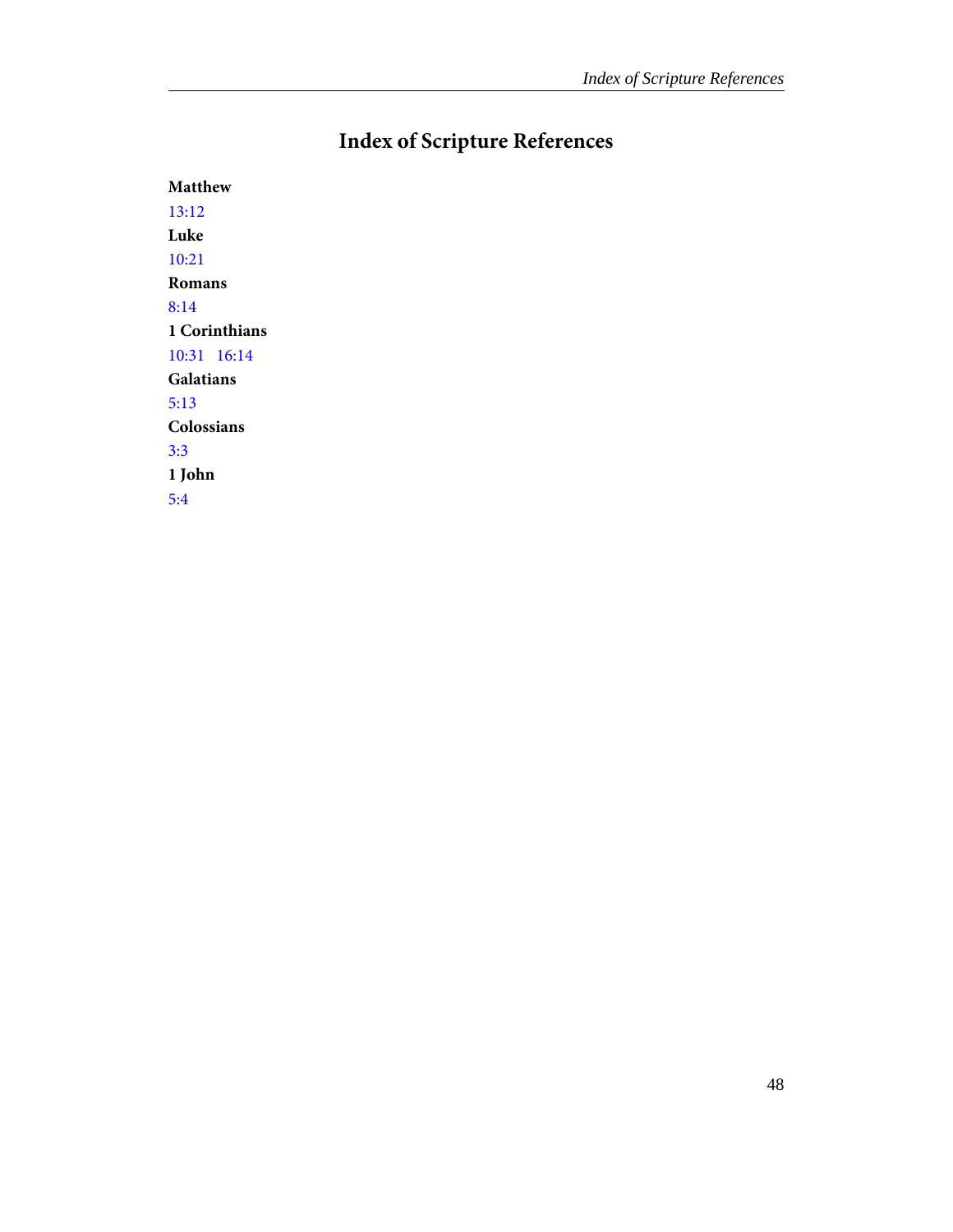# Index of Scripture References

**Matthew**

13:12

**Luke**

10:21

**Romans**

8:14

**1 Corinthians**

10:31   16:14

**Galatians**

5:13

**Colossians**

3:3

**1 John**

5:4